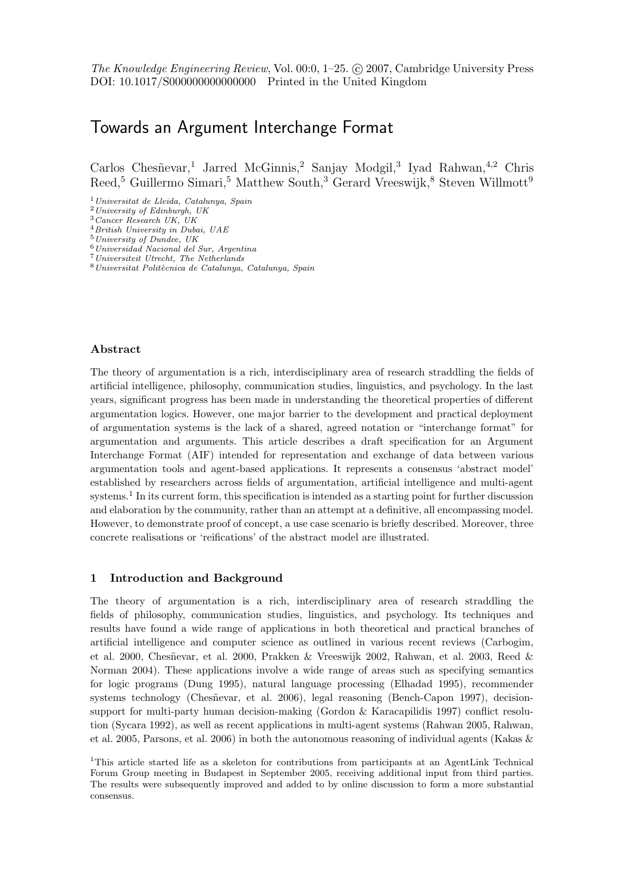*The Knowledge Engineering Review*, Vol. 00:0, 1–25. © 2007, Cambridge University Press
DOI: 10.1017/S0000000000000000 Printed in the United Kingdom

# Towards an Argument Interchange Format

Carlos Chesñevar,[1] Jarred McGinnis,[2] Sanjay Modgil,[3] Iyad Rahwan,[4,2] Chris Reed,[5] Guillermo Simari,[5] Matthew South,[3] Gerard Vreeswijk,[8] Steven Willmott[9]

[1] *Universitat de Lleida, Catalunya, Spain*
[2] *University of Edinburgh, UK*
[3] *Cancer Research UK, UK*
[4] *British University in Dubai, UAE*
[5] *University of Dundee, UK*
[6] *Universidad Nacional del Sur, Argentina*
[7] *Universiteit Utrecht, The Netherlands*
[8] *Universitat Politècnica de Catalunya, Catalunya, Spain*

### Abstract

The theory of argumentation is a rich, interdisciplinary area of research straddling the fields of artificial intelligence, philosophy, communication studies, linguistics, and psychology. In the last years, significant progress has been made in understanding the theoretical properties of different argumentation logics. However, one major barrier to the development and practical deployment of argumentation systems is the lack of a shared, agreed notation or "interchange format" for argumentation and arguments. This article describes a draft specification for an Argument Interchange Format (AIF) intended for representation and exchange of data between various argumentation tools and agent-based applications. It represents a consensus 'abstract model' established by researchers across fields of argumentation, artificial intelligence and multi-agent systems.[1] In its current form, this specification is intended as a starting point for further discussion and elaboration by the community, rather than an attempt at a definitive, all encompassing model. However, to demonstrate proof of concept, a use case scenario is briefly described. Moreover, three concrete realisations or 'reifications' of the abstract model are illustrated.

## 1 Introduction and Background

The theory of argumentation is a rich, interdisciplinary area of research straddling the fields of philosophy, communication studies, linguistics, and psychology. Its techniques and results have found a wide range of applications in both theoretical and practical branches of artificial intelligence and computer science as outlined in various recent reviews (Carbogim, et al. 2000, Chesñevar, et al. 2000, Prakken & Vreeswijk 2002, Rahwan, et al. 2003, Reed & Norman 2004). These applications involve a wide range of areas such as specifying semantics for logic programs (Dung 1995), natural language processing (Elhadad 1995), recommender systems technology (Chesñevar, et al. 2006), legal reasoning (Bench-Capon 1997), decision-support for multi-party human decision-making (Gordon & Karacapilidis 1997) conflict resolution (Sycara 1992), as well as recent applications in multi-agent systems (Rahwan 2005, Rahwan, et al. 2005, Parsons, et al. 2006) in both the autonomous reasoning of individual agents (Kakas &

[1]This article started life as a skeleton for contributions from participants at an AgentLink Technical Forum Group meeting in Budapest in September 2005, receiving additional input from third parties. The results were subsequently improved and added to by online discussion to form a more substantial consensus.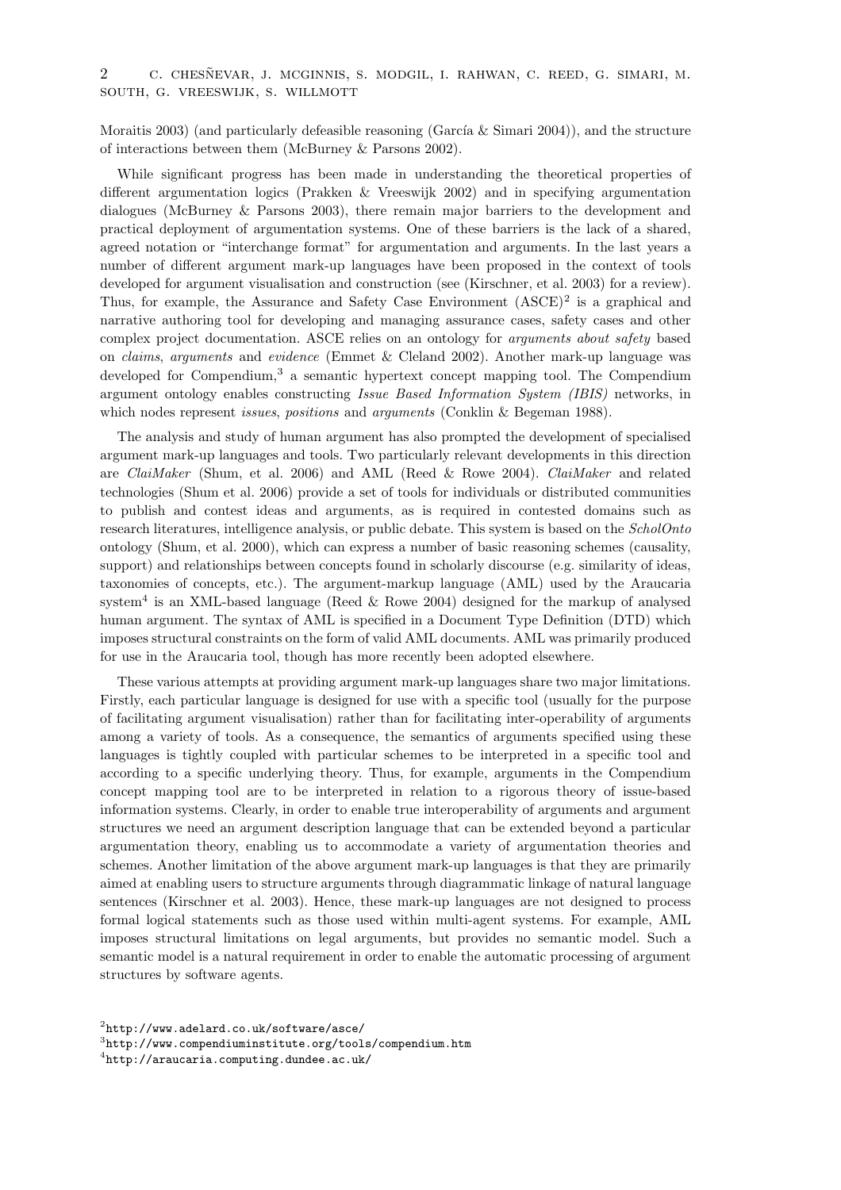Moraitis 2003) (and particularly defeasible reasoning (García & Simari 2004)), and the structure of interactions between them (McBurney & Parsons 2002).

While significant progress has been made in understanding the theoretical properties of different argumentation logics (Prakken & Vreeswijk 2002) and in specifying argumentation dialogues (McBurney & Parsons 2003), there remain major barriers to the development and practical deployment of argumentation systems. One of these barriers is the lack of a shared, agreed notation or "interchange format" for argumentation and arguments. In the last years a number of different argument mark-up languages have been proposed in the context of tools developed for argument visualisation and construction (see (Kirschner, et al. 2003) for a review). Thus, for example, the Assurance and Safety Case Environment (ASCE)[2] is a graphical and narrative authoring tool for developing and managing assurance cases, safety cases and other complex project documentation. ASCE relies on an ontology for *arguments about safety* based on *claims*, *arguments* and *evidence* (Emmet & Cleland 2002). Another mark-up language was developed for Compendium,[3] a semantic hypertext concept mapping tool. The Compendium argument ontology enables constructing *Issue Based Information System (IBIS)* networks, in which nodes represent *issues*, *positions* and *arguments* (Conklin & Begeman 1988).

The analysis and study of human argument has also prompted the development of specialised argument mark-up languages and tools. Two particularly relevant developments in this direction are *ClaiMaker* (Shum, et al. 2006) and AML (Reed & Rowe 2004). *ClaiMaker* and related technologies (Shum et al. 2006) provide a set of tools for individuals or distributed communities to publish and contest ideas and arguments, as is required in contested domains such as research literatures, intelligence analysis, or public debate. This system is based on the *ScholOnto* ontology (Shum, et al. 2000), which can express a number of basic reasoning schemes (causality, support) and relationships between concepts found in scholarly discourse (e.g. similarity of ideas, taxonomies of concepts, etc.). The argument-markup language (AML) used by the Araucaria system[4] is an XML-based language (Reed & Rowe 2004) designed for the markup of analysed human argument. The syntax of AML is specified in a Document Type Definition (DTD) which imposes structural constraints on the form of valid AML documents. AML was primarily produced for use in the Araucaria tool, though has more recently been adopted elsewhere.

These various attempts at providing argument mark-up languages share two major limitations. Firstly, each particular language is designed for use with a specific tool (usually for the purpose of facilitating argument visualisation) rather than for facilitating inter-operability of arguments among a variety of tools. As a consequence, the semantics of arguments specified using these languages is tightly coupled with particular schemes to be interpreted in a specific tool and according to a specific underlying theory. Thus, for example, arguments in the Compendium concept mapping tool are to be interpreted in relation to a rigorous theory of issue-based information systems. Clearly, in order to enable true interoperability of arguments and argument structures we need an argument description language that can be extended beyond a particular argumentation theory, enabling us to accommodate a variety of argumentation theories and schemes. Another limitation of the above argument mark-up languages is that they are primarily aimed at enabling users to structure arguments through diagrammatic linkage of natural language sentences (Kirschner et al. 2003). Hence, these mark-up languages are not designed to process formal logical statements such as those used within multi-agent systems. For example, AML imposes structural limitations on legal arguments, but provides no semantic model. Such a semantic model is a natural requirement in order to enable the automatic processing of argument structures by software agents.

[2] `http://www.adelard.co.uk/software/asce/`

[3] `http://www.compendiuminstitute.org/tools/compendium.htm`

[4] `http://araucaria.computing.dundee.ac.uk/`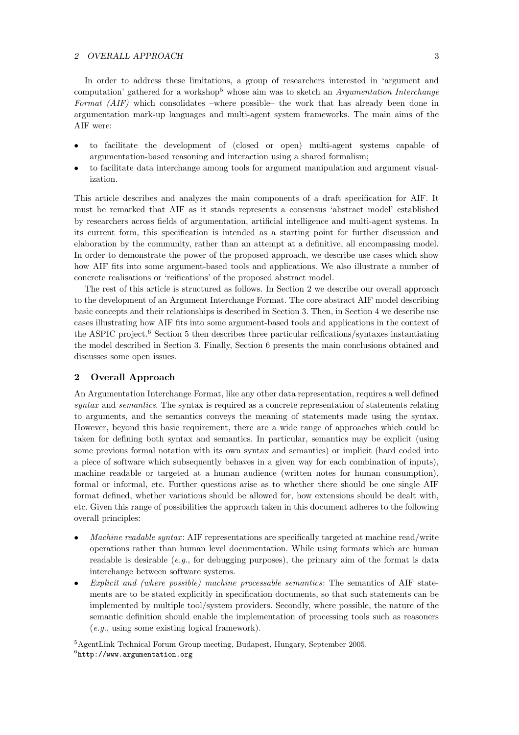In order to address these limitations, a group of researchers interested in 'argument and computation' gathered for a workshop[5] whose aim was to sketch an *Argumentation Interchange Format (AIF)* which consolidates –where possible– the work that has already been done in argumentation mark-up languages and multi-agent system frameworks. The main aims of the AIF were:

- to facilitate the development of (closed or open) multi-agent systems capable of argumentation-based reasoning and interaction using a shared formalism;
- to facilitate data interchange among tools for argument manipulation and argument visualization.

This article describes and analyzes the main components of a draft specification for AIF. It must be remarked that AIF as it stands represents a consensus 'abstract model' established by researchers across fields of argumentation, artificial intelligence and multi-agent systems. In its current form, this specification is intended as a starting point for further discussion and elaboration by the community, rather than an attempt at a definitive, all encompassing model. In order to demonstrate the power of the proposed approach, we describe use cases which show how AIF fits into some argument-based tools and applications. We also illustrate a number of concrete realisations or 'reifications' of the proposed abstract model.

The rest of this article is structured as follows. In Section 2 we describe our overall approach to the development of an Argument Interchange Format. The core abstract AIF model describing basic concepts and their relationships is described in Section 3. Then, in Section 4 we describe use cases illustrating how AIF fits into some argument-based tools and applications in the context of the ASPIC project.[6] Section 5 then describes three particular reifications/syntaxes instantiating the model described in Section 3. Finally, Section 6 presents the main conclusions obtained and discusses some open issues.

## 2 Overall Approach

An Argumentation Interchange Format, like any other data representation, requires a well defined *syntax* and *semantics*. The syntax is required as a concrete representation of statements relating to arguments, and the semantics conveys the meaning of statements made using the syntax. However, beyond this basic requirement, there are a wide range of approaches which could be taken for defining both syntax and semantics. In particular, semantics may be explicit (using some previous formal notation with its own syntax and semantics) or implicit (hard coded into a piece of software which subsequently behaves in a given way for each combination of inputs), machine readable or targeted at a human audience (written notes for human consumption), formal or informal, etc. Further questions arise as to whether there should be one single AIF format defined, whether variations should be allowed for, how extensions should be dealt with, etc. Given this range of possibilities the approach taken in this document adheres to the following overall principles:

- *Machine readable syntax*: AIF representations are specifically targeted at machine read/write operations rather than human level documentation. While using formats which are human readable is desirable (*e.g.*, for debugging purposes), the primary aim of the format is data interchange between software systems.
- *Explicit and (where possible) machine processable semantics*: The semantics of AIF statements are to be stated explicitly in specification documents, so that such statements can be implemented by multiple tool/system providers. Secondly, where possible, the nature of the semantic definition should enable the implementation of processing tools such as reasoners (*e.g.*, using some existing logical framework).

[5] AgentLink Technical Forum Group meeting, Budapest, Hungary, September 2005.
[6] http://www.argumentation.org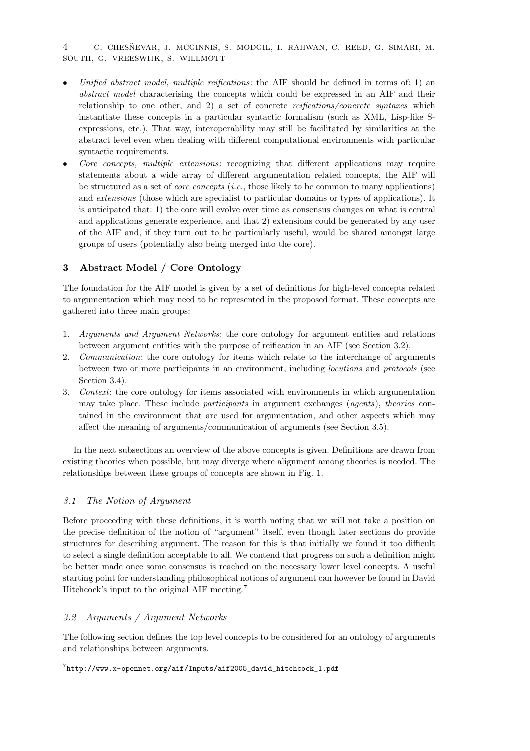- *Unified abstract model, multiple reifications*: the AIF should be defined in terms of: 1) an *abstract model* characterising the concepts which could be expressed in an AIF and their relationship to one other, and 2) a set of concrete *reifications/concrete syntaxes* which instantiate these concepts in a particular syntactic formalism (such as XML, Lisp-like S-expressions, etc.). That way, interoperability may still be facilitated by similarities at the abstract level even when dealing with different computational environments with particular syntactic requirements.
- *Core concepts, multiple extensions*: recognizing that different applications may require statements about a wide array of different argumentation related concepts, the AIF will be structured as a set of *core concepts* (*i.e.*, those likely to be common to many applications) and *extensions* (those which are specialist to particular domains or types of applications). It is anticipated that: 1) the core will evolve over time as consensus changes on what is central and applications generate experience, and that 2) extensions could be generated by any user of the AIF and, if they turn out to be particularly useful, would be shared amongst large groups of users (potentially also being merged into the core).

## 3 Abstract Model / Core Ontology

The foundation for the AIF model is given by a set of definitions for high-level concepts related to argumentation which may need to be represented in the proposed format. These concepts are gathered into three main groups:

1. *Arguments and Argument Networks*: the core ontology for argument entities and relations between argument entities with the purpose of reification in an AIF (see Section 3.2).
2. *Communication*: the core ontology for items which relate to the interchange of arguments between two or more participants in an environment, including *locutions* and *protocols* (see Section 3.4).
3. *Context*: the core ontology for items associated with environments in which argumentation may take place. These include *participants* in argument exchanges (*agents*), *theories* contained in the environment that are used for argumentation, and other aspects which may affect the meaning of arguments/communication of arguments (see Section 3.5).

In the next subsections an overview of the above concepts is given. Definitions are drawn from existing theories when possible, but may diverge where alignment among theories is needed. The relationships between these groups of concepts are shown in Fig. 1.

### *3.1 The Notion of Argument*

Before proceeding with these definitions, it is worth noting that we will not take a position on the precise definition of the notion of "argument" itself, even though later sections do provide structures for describing argument. The reason for this is that initially we found it too difficult to select a single definition acceptable to all. We contend that progress on such a definition might be better made once some consensus is reached on the necessary lower level concepts. A useful starting point for understanding philosophical notions of argument can however be found in David Hitchcock's input to the original AIF meeting.[7]

### *3.2 Arguments / Argument Networks*

The following section defines the top level concepts to be considered for an ontology of arguments and relationships between arguments.

[7] http://www.x-opennet.org/aif/Inputs/aif2005_david_hitchcock_1.pdf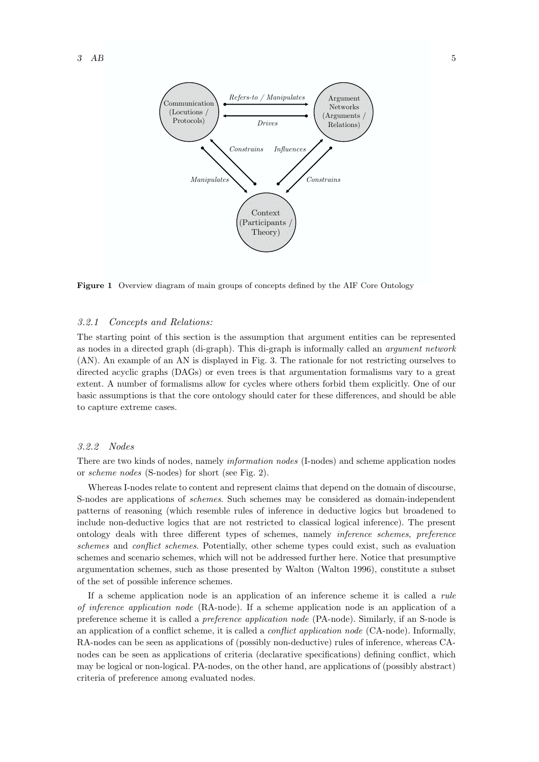Figure 1 Overview diagram of main groups of concepts defined by the AIF Core Ontology

### *3.2.1 Concepts and Relations:*

The starting point of this section is the assumption that argument entities can be represented as nodes in a directed graph (di-graph). This di-graph is informally called an *argument network* (AN). An example of an AN is displayed in Fig. 3. The rationale for not restricting ourselves to directed acyclic graphs (DAGs) or even trees is that argumentation formalisms vary to a great extent. A number of formalisms allow for cycles where others forbid them explicitly. One of our basic assumptions is that the core ontology should cater for these differences, and should be able to capture extreme cases.

### *3.2.2 Nodes*

There are two kinds of nodes, namely *information nodes* (I-nodes) and scheme application nodes or *scheme nodes* (S-nodes) for short (see Fig. 2).

Whereas I-nodes relate to content and represent claims that depend on the domain of discourse, S-nodes are applications of *schemes*. Such schemes may be considered as domain-independent patterns of reasoning (which resemble rules of inference in deductive logics but broadened to include non-deductive logics that are not restricted to classical logical inference). The present ontology deals with three different types of schemes, namely *inference schemes*, *preference schemes* and *conflict schemes*. Potentially, other scheme types could exist, such as evaluation schemes and scenario schemes, which will not be addressed further here. Notice that presumptive argumentation schemes, such as those presented by Walton (Walton 1996), constitute a subset of the set of possible inference schemes.

If a scheme application node is an application of an inference scheme it is called a *rule of inference application node* (RA-node). If a scheme application node is an application of a preference scheme it is called a *preference application node* (PA-node). Similarly, if an S-node is an application of a conflict scheme, it is called a *conflict application node* (CA-node). Informally, RA-nodes can be seen as applications of (possibly non-deductive) rules of inference, whereas CA-nodes can be seen as applications of criteria (declarative specifications) defining conflict, which may be logical or non-logical. PA-nodes, on the other hand, are applications of (possibly abstract) criteria of preference among evaluated nodes.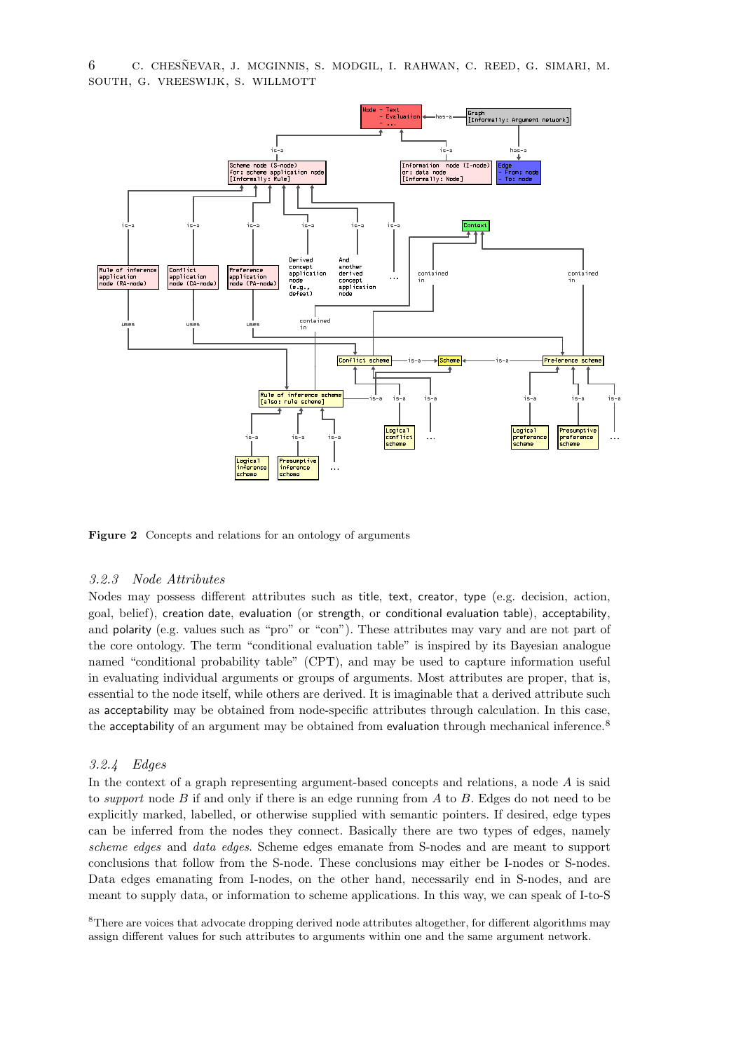**Figure 2** Concepts and relations for an ontology of arguments

### *3.2.3 Node Attributes*

Nodes may possess different attributes such as title, text, creator, type (e.g. decision, action, goal, belief), creation date, evaluation (or strength, or conditional evaluation table), acceptability, and polarity (e.g. values such as "pro" or "con"). These attributes may vary and are not part of the core ontology. The term "conditional evaluation table" is inspired by its Bayesian analogue named "conditional probability table" (CPT), and may be used to capture information useful in evaluating individual arguments or groups of arguments. Most attributes are proper, that is, essential to the node itself, while others are derived. It is imaginable that a derived attribute such as acceptability may be obtained from node-specific attributes through calculation. In this case, the acceptability of an argument may be obtained from evaluation through mechanical inference.[8]

### *3.2.4 Edges*

In the context of a graph representing argument-based concepts and relations, a node $A$ is said to *support* node $B$ if and only if there is an edge running from $A$ to $B$. Edges do not need to be explicitly marked, labelled, or otherwise supplied with semantic pointers. If desired, edge types can be inferred from the nodes they connect. Basically there are two types of edges, namely *scheme edges* and *data edges*. Scheme edges emanate from S-nodes and are meant to support conclusions that follow from the S-node. These conclusions may either be I-nodes or S-nodes. Data edges emanating from I-nodes, on the other hand, necessarily end in S-nodes, and are meant to supply data, or information to scheme applications. In this way, we can speak of I-to-S

[8]There are voices that advocate dropping derived node attributes altogether, for different algorithms may assign different values for such attributes to arguments within one and the same argument network.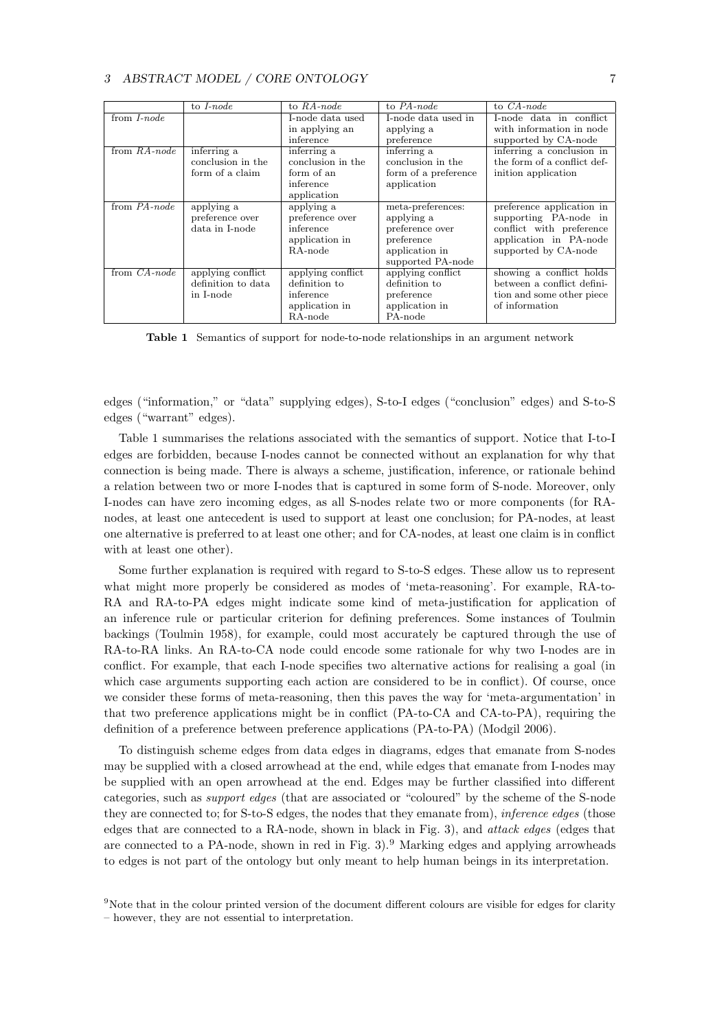| | to *I-node* | to *RA-node* | to *PA-node* | to *CA-node* |
|---|---|---|---|---|
| from *I-node* | | I-node data used in applying an inference | I-node data used in applying a preference | I-node data in conflict with information in node supported by CA-node |
| from *RA-node* | inferring a conclusion in the form of a claim | inferring a conclusion in the form of an inference application | inferring a conclusion in the form of a preference application | inferring a conclusion in the form of a conflict definition application |
| from *PA-node* | applying a preference over data in I-node | applying a preference over inference application in RA-node | meta-preferences: applying a preference over preference application in supported PA-node | preference application in supporting PA-node in conflict with preference application in PA-node supported by CA-node |
| from *CA-node* | applying conflict definition to data in I-node | applying conflict definition to inference application in RA-node | applying conflict definition to preference application in PA-node | showing a conflict holds between a conflict definition and some other piece of information |

**Table 1** Semantics of support for node-to-node relationships in an argument network

edges ("information," or "data" supplying edges), S-to-I edges ("conclusion" edges) and S-to-S edges ("warrant" edges).

Table 1 summarises the relations associated with the semantics of support. Notice that I-to-I edges are forbidden, because I-nodes cannot be connected without an explanation for why that connection is being made. There is always a scheme, justification, inference, or rationale behind a relation between two or more I-nodes that is captured in some form of S-node. Moreover, only I-nodes can have zero incoming edges, as all S-nodes relate two or more components (for RA-nodes, at least one antecedent is used to support at least one conclusion; for PA-nodes, at least one alternative is preferred to at least one other; and for CA-nodes, at least one claim is in conflict with at least one other).

Some further explanation is required with regard to S-to-S edges. These allow us to represent what might more properly be considered as modes of 'meta-reasoning'. For example, RA-to-RA and RA-to-PA edges might indicate some kind of meta-justification for application of an inference rule or particular criterion for defining preferences. Some instances of Toulmin backings (Toulmin 1958), for example, could most accurately be captured through the use of RA-to-RA links. An RA-to-CA node could encode some rationale for why two I-nodes are in conflict. For example, that each I-node specifies two alternative actions for realising a goal (in which case arguments supporting each action are considered to be in conflict). Of course, once we consider these forms of meta-reasoning, then this paves the way for 'meta-argumentation' in that two preference applications might be in conflict (PA-to-CA and CA-to-PA), requiring the definition of a preference between preference applications (PA-to-PA) (Modgil 2006).

To distinguish scheme edges from data edges in diagrams, edges that emanate from S-nodes may be supplied with a closed arrowhead at the end, while edges that emanate from I-nodes may be supplied with an open arrowhead at the end. Edges may be further classified into different categories, such as *support edges* (that are associated or "coloured" by the scheme of the S-node they are connected to; for S-to-S edges, the nodes that they emanate from), *inference edges* (those edges that are connected to a RA-node, shown in black in Fig. 3), and *attack edges* (edges that are connected to a PA-node, shown in red in Fig. 3).[9] Marking edges and applying arrowheads to edges is not part of the ontology but only meant to help human beings in its interpretation.

[9]Note that in the colour printed version of the document different colours are visible for edges for clarity – however, they are not essential to interpretation.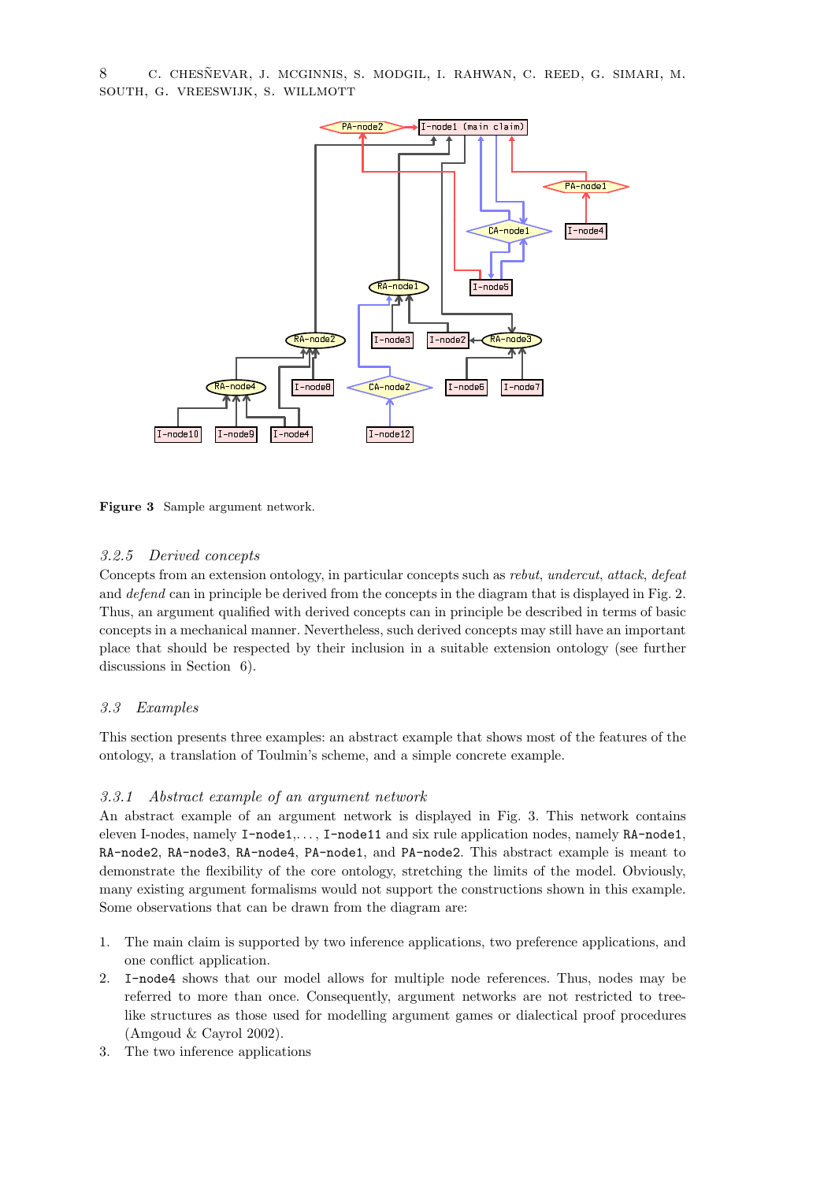**Figure 3** Sample argument network.

### 3.2.5 Derived concepts

Concepts from an extension ontology, in particular concepts such as *rebut*, *undercut*, *attack*, *defeat* and *defend* can in principle be derived from the concepts in the diagram that is displayed in Fig. 2. Thus, an argument qualified with derived concepts can in principle be described in terms of basic concepts in a mechanical manner. Nevertheless, such derived concepts may still have an important place that should be respected by their inclusion in a suitable extension ontology (see further discussions in Section 6).

## 3.3 Examples

This section presents three examples: an abstract example that shows most of the features of the ontology, a translation of Toulmin's scheme, and a simple concrete example.

### 3.3.1 Abstract example of an argument network

An abstract example of an argument network is displayed in Fig. 3. This network contains eleven I-nodes, namely `I-node1`,..., `I-node11` and six rule application nodes, namely `RA-node1`, `RA-node2`, `RA-node3`, `RA-node4`, `PA-node1`, and `PA-node2`. This abstract example is meant to demonstrate the flexibility of the core ontology, stretching the limits of the model. Obviously, many existing argument formalisms would not support the constructions shown in this example. Some observations that can be drawn from the diagram are:

1. The main claim is supported by two inference applications, two preference applications, and one conflict application.
2. `I-node4` shows that our model allows for multiple node references. Thus, nodes may be referred to more than once. Consequently, argument networks are not restricted to tree-like structures as those used for modelling argument games or dialectical proof procedures (Amgoud & Cayrol 2002).
3. The two inference applications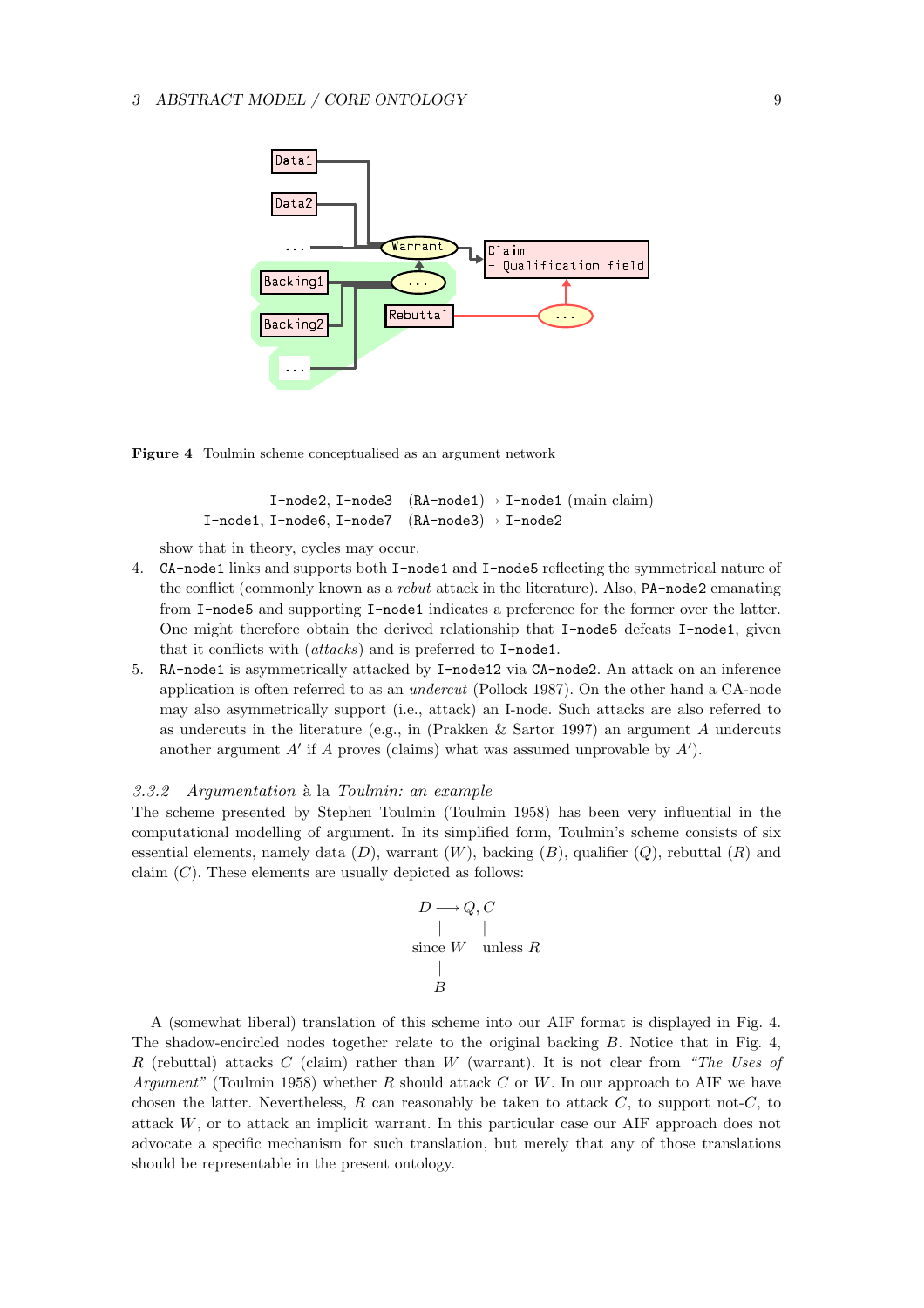**Figure 4** Toulmin scheme conceptualised as an argument network

I-node2, I-node3 −(RA-node1)→ I-node1 (main claim)
I-node1, I-node6, I-node7 −(RA-node3)→ I-node2

show that in theory, cycles may occur.

4. CA-node1 links and supports both I-node1 and I-node5 reflecting the symmetrical nature of the conflict (commonly known as a *rebut* attack in the literature). Also, PA-node2 emanating from I-node5 and supporting I-node1 indicates a preference for the former over the latter. One might therefore obtain the derived relationship that I-node5 defeats I-node1, given that it conflicts with (*attacks*) and is preferred to I-node1.
5. RA-node1 is asymmetrically attacked by I-node12 via CA-node2. An attack on an inference application is often referred to as an *undercut* (Pollock 1987). On the other hand a CA-node may also asymmetrically support (i.e., attack) an I-node. Such attacks are also referred to as undercuts in the literature (e.g., in (Prakken & Sartor 1997) an argument $A$ undercuts another argument $A'$ if $A$ proves (claims) what was assumed unprovable by $A'$).

### *3.3.2 Argumentation à la Toulmin: an example*

The scheme presented by Stephen Toulmin (Toulmin 1958) has been very influential in the computational modelling of argument. In its simplified form, Toulmin's scheme consists of six essential elements, namely data ($D$), warrant ($W$), backing ($B$), qualifier ($Q$), rebuttal ($R$) and claim ($C$). These elements are usually depicted as follows:

$$\begin{array}{ccc} D & \longrightarrow & Q, C \\ | & & | \\ \text{since } W & & \text{unless } R \\ | & & \\ B & & \end{array}$$

A (somewhat liberal) translation of this scheme into our AIF format is displayed in Fig. 4. The shadow-encircled nodes together relate to the original backing $B$. Notice that in Fig. 4, $R$ (rebuttal) attacks $C$ (claim) rather than $W$ (warrant). It is not clear from *"The Uses of Argument"* (Toulmin 1958) whether $R$ should attack $C$ or $W$. In our approach to AIF we have chosen the latter. Nevertheless, $R$ can reasonably be taken to attack $C$, to support not-$C$, to attack $W$, or to attack an implicit warrant. In this particular case our AIF approach does not advocate a specific mechanism for such translation, but merely that any of those translations should be representable in the present ontology.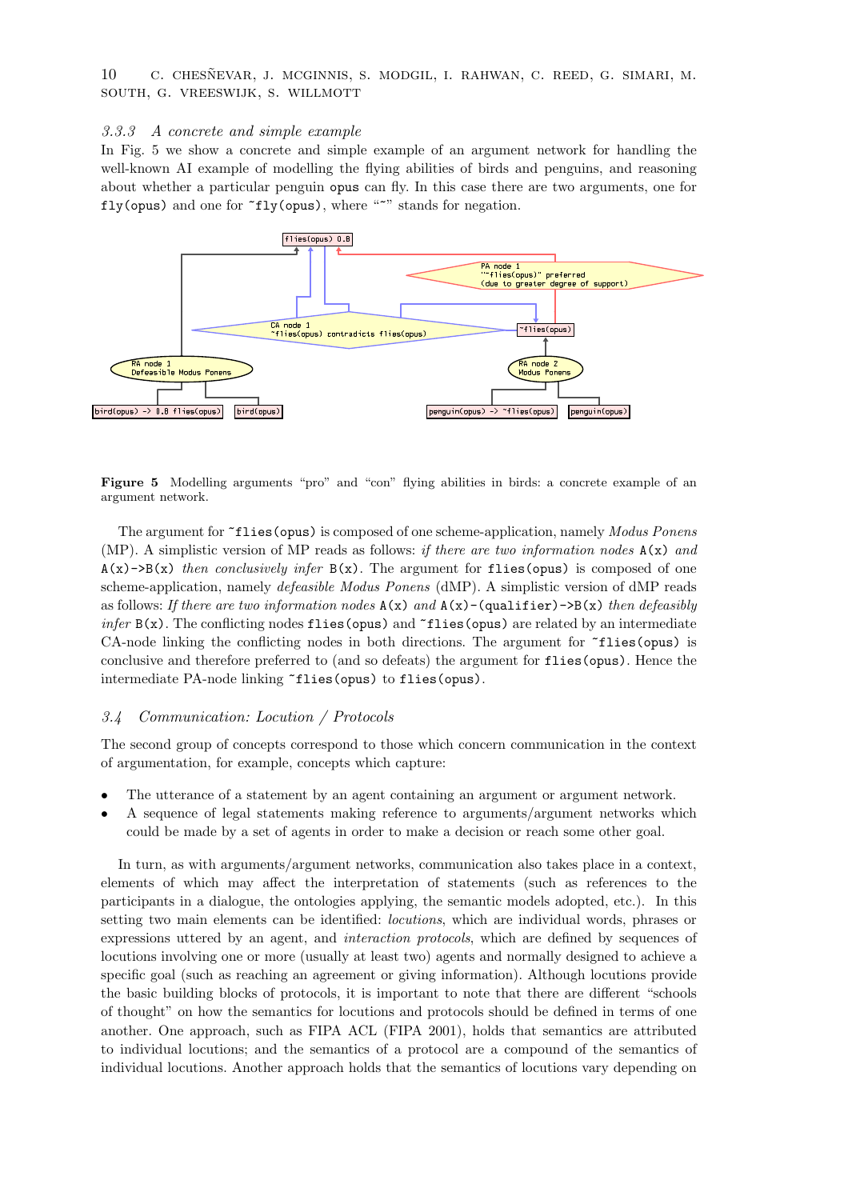### 3.3.3 A concrete and simple example

In Fig. 5 we show a concrete and simple example of an argument network for handling the well-known AI example of modelling the flying abilities of birds and penguins, and reasoning about whether a particular penguin `opus` can fly. In this case there are two arguments, one for `fly(opus)` and one for `~fly(opus)`, where "~" stands for negation.

**Figure 5** Modelling arguments "pro" and "con" flying abilities in birds: a concrete example of an argument network.

The argument for `~flies(opus)` is composed of one scheme-application, namely *Modus Ponens* (MP). A simplistic version of MP reads as follows: *if there are two information nodes* `A(x)` *and* `A(x)->B(x)` *then conclusively infer* `B(x)`. The argument for `flies(opus)` is composed of one scheme-application, namely *defeasible Modus Ponens* (dMP). A simplistic version of dMP reads as follows: *If there are two information nodes* `A(x)` *and* `A(x)-(qualifier)->B(x)` *then defeasibly infer* `B(x)`. The conflicting nodes `flies(opus)` and `~flies(opus)` are related by an intermediate CA-node linking the conflicting nodes in both directions. The argument for `~flies(opus)` is conclusive and therefore preferred to (and so defeats) the argument for `flies(opus)`. Hence the intermediate PA-node linking `~flies(opus)` to `flies(opus)`.

## 3.4 Communication: Locution / Protocols

The second group of concepts correspond to those which concern communication in the context of argumentation, for example, concepts which capture:

- The utterance of a statement by an agent containing an argument or argument network.
- A sequence of legal statements making reference to arguments/argument networks which could be made by a set of agents in order to make a decision or reach some other goal.

In turn, as with arguments/argument networks, communication also takes place in a context, elements of which may affect the interpretation of statements (such as references to the participants in a dialogue, the ontologies applying, the semantic models adopted, etc.). In this setting two main elements can be identified: *locutions*, which are individual words, phrases or expressions uttered by an agent, and *interaction protocols*, which are defined by sequences of locutions involving one or more (usually at least two) agents and normally designed to achieve a specific goal (such as reaching an agreement or giving information). Although locutions provide the basic building blocks of protocols, it is important to note that there are different "schools of thought" on how the semantics for locutions and protocols should be defined in terms of one another. One approach, such as FIPA ACL (FIPA 2001), holds that semantics are attributed to individual locutions; and the semantics of a protocol are a compound of the semantics of individual locutions. Another approach holds that the semantics of locutions vary depending on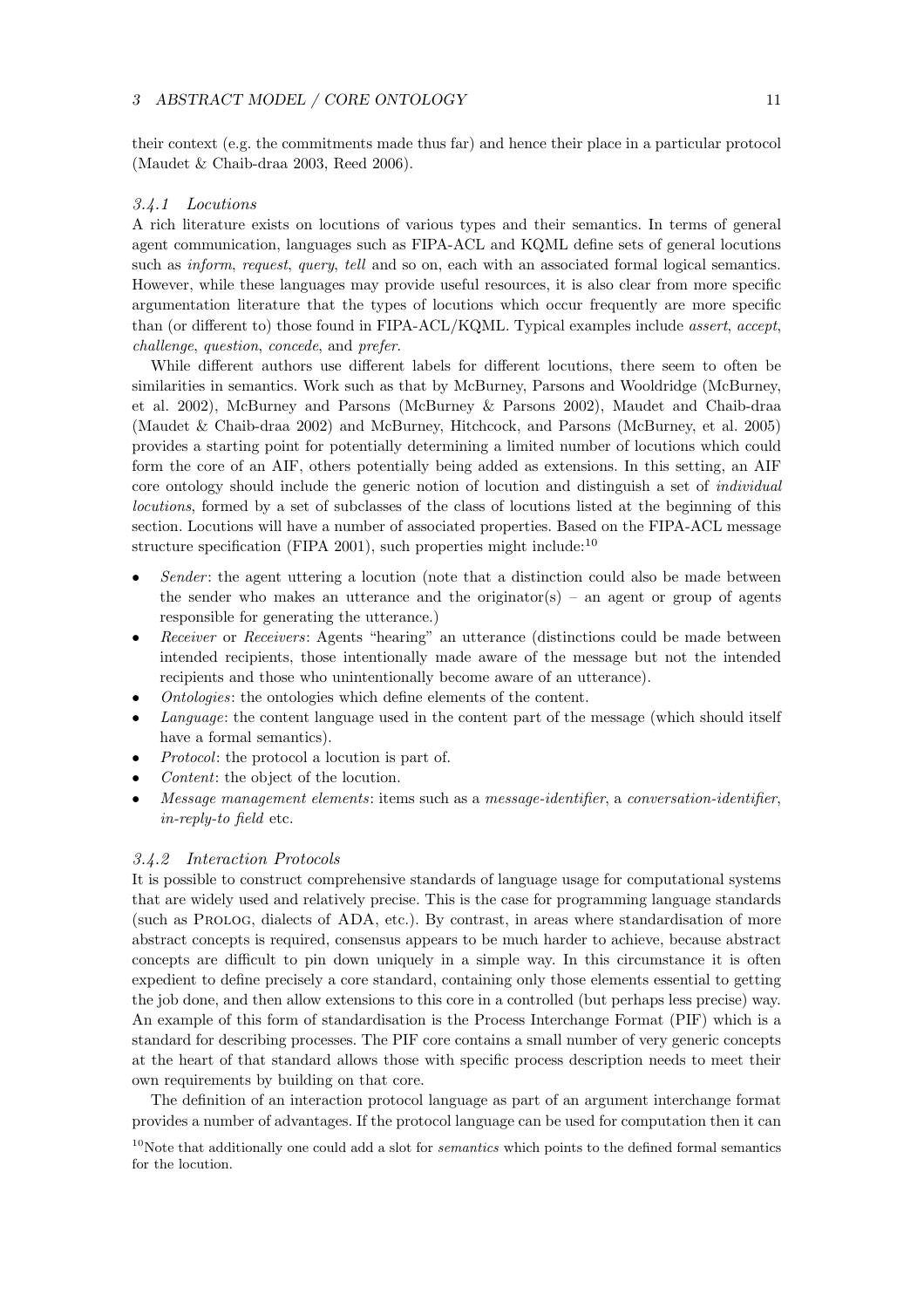their context (e.g. the commitments made thus far) and hence their place in a particular protocol (Maudet & Chaib-draa 2003, Reed 2006).

#### *3.4.1 Locutions*

A rich literature exists on locutions of various types and their semantics. In terms of general agent communication, languages such as FIPA-ACL and KQML define sets of general locutions such as *inform*, *request*, *query*, *tell* and so on, each with an associated formal logical semantics. However, while these languages may provide useful resources, it is also clear from more specific argumentation literature that the types of locutions which occur frequently are more specific than (or different to) those found in FIPA-ACL/KQML. Typical examples include *assert*, *accept*, *challenge*, *question*, *concede*, and *prefer*.

While different authors use different labels for different locutions, there seem to often be similarities in semantics. Work such as that by McBurney, Parsons and Wooldridge (McBurney, et al. 2002), McBurney and Parsons (McBurney & Parsons 2002), Maudet and Chaib-draa (Maudet & Chaib-draa 2002) and McBurney, Hitchcock, and Parsons (McBurney, et al. 2005) provides a starting point for potentially determining a limited number of locutions which could form the core of an AIF, others potentially being added as extensions. In this setting, an AIF core ontology should include the generic notion of location and distinguish a set of *individual locutions*, formed by a set of subclasses of the class of locutions listed at the beginning of this section. Locutions will have a number of associated properties. Based on the FIPA-ACL message structure specification (FIPA 2001), such properties might include:[10]

- *Sender*: the agent uttering a locution (note that a distinction could also be made between the sender who makes an utterance and the originator(s) – an agent or group of agents responsible for generating the utterance.)
- *Receiver* or *Receivers*: Agents "hearing" an utterance (distinctions could be made between intended recipients, those intentionally made aware of the message but not the intended recipients and those who unintentionally become aware of an utterance).
- *Ontologies*: the ontologies which define elements of the content.
- *Language*: the content language used in the content part of the message (which should itself have a formal semantics).
- *Protocol*: the protocol a locution is part of.
- *Content*: the object of the locution.
- *Message management elements*: items such as a *message-identifier*, a *conversation-identifier*, *in-reply-to field* etc.

#### *3.4.2 Interaction Protocols*

It is possible to construct comprehensive standards of language usage for computational systems that are widely used and relatively precise. This is the case for programming language standards (such as Prolog, dialects of ADA, etc.). By contrast, in areas where standardisation of more abstract concepts is required, consensus appears to be much harder to achieve, because abstract concepts are difficult to pin down uniquely in a simple way. In this circumstance it is often expedient to define precisely a core standard, containing only those elements essential to getting the job done, and then allow extensions to this core in a controlled (but perhaps less precise) way. An example of this form of standardisation is the Process Interchange Format (PIF) which is a standard for describing processes. The PIF core contains a small number of very generic concepts at the heart of that standard allows those with specific process description needs to meet their own requirements by building on that core.

The definition of an interaction protocol language as part of an argument interchange format provides a number of advantages. If the protocol language can be used for computation then it can

[10] Note that additionally one could add a slot for *semantics* which points to the defined formal semantics for the locution.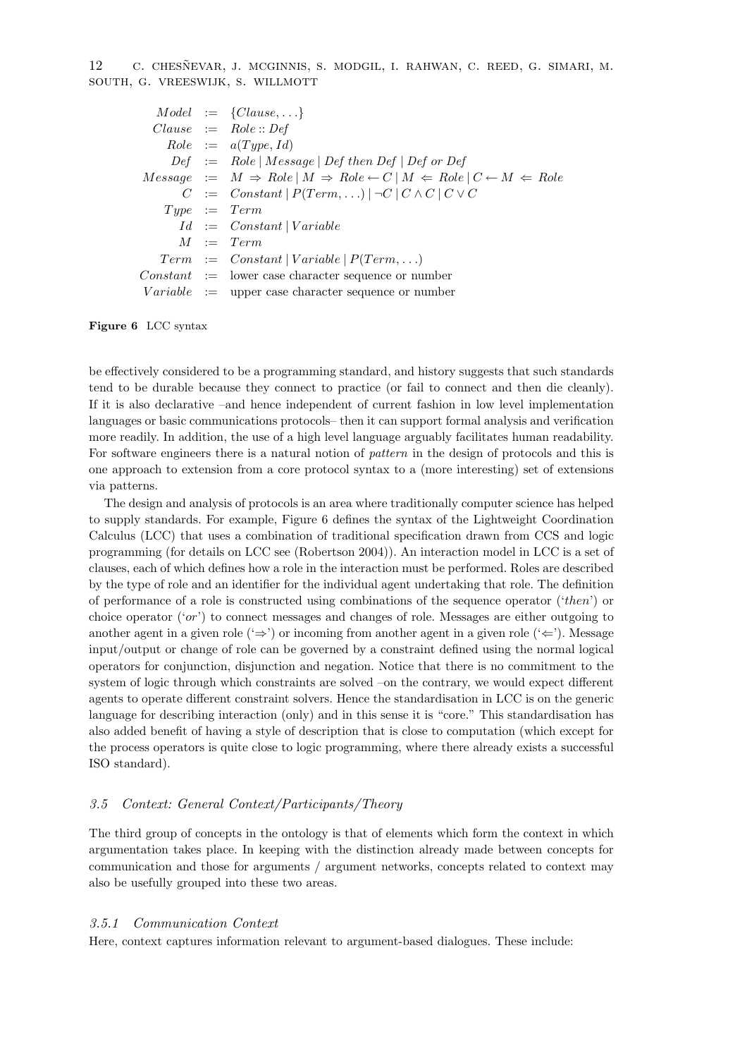$$
\begin{array}{rcl}
Model & := & \{Clause, \ldots\} \\
Clause & := & Role :: Def \\
Role & := & a(Type, Id) \\
Def & := & Role \mid Message \mid Def \text{ } then \text{ } Def \mid Def \text{ } or \text{ } Def \\
Message & := & M \Rightarrow Role \mid M \Rightarrow Role \leftarrow C \mid M \Leftarrow Role \mid C \leftarrow M \Leftarrow Role \\
C & := & Constant \mid P(Term, \ldots) \mid \neg C \mid C \wedge C \mid C \vee C \\
Type & := & Term \\
Id & := & Constant \mid Variable \\
M & := & Term \\
Term & := & Constant \mid Variable \mid P(Term, \ldots) \\
Constant & := & \text{lower case character sequence or number} \\
Variable & := & \text{upper case character sequence or number}
\end{array}
$$

**Figure 6** LCC syntax

be effectively considered to be a programming standard, and history suggests that such standards tend to be durable because they connect to practice (or fail to connect and then die cleanly). If it is also declarative –and hence independent of current fashion in low level implementation languages or basic communications protocols– then it can support formal analysis and verification more readily. In addition, the use of a high level language arguably facilitates human readability. For software engineers there is a natural notion of *pattern* in the design of protocols and this is one approach to extension from a core protocol syntax to a (more interesting) set of extensions via patterns.

The design and analysis of protocols is an area where traditionally computer science has helped to supply standards. For example, Figure 6 defines the syntax of the Lightweight Coordination Calculus (LCC) that uses a combination of traditional specification drawn from CCS and logic programming (for details on LCC see (Robertson 2004)). An interaction model in LCC is a set of clauses, each of which defines how a role in the interaction must be performed. Roles are described by the type of role and an identifier for the individual agent undertaking that role. The definition of performance of a role is constructed using combinations of the sequence operator ('*then*') or choice operator ('*or*') to connect messages and changes of role. Messages are either outgoing to another agent in a given role ('$\Rightarrow$') or incoming from another agent in a given role ('$\Leftarrow$'). Message input/output or change of role can be governed by a constraint defined using the normal logical operators for conjunction, disjunction and negation. Notice that there is no commitment to the system of logic through which constraints are solved –on the contrary, we would expect different agents to operate different constraint solvers. Hence the standardisation in LCC is on the generic language for describing interaction (only) and in this sense it is "core." This standardisation has also added benefit of having a style of description that is close to computation (which except for the process operators is quite close to logic programming, where there already exists a successful ISO standard).

### *3.5 Context: General Context/Participants/Theory*

The third group of concepts in the ontology is that of elements which form the context in which argumentation takes place. In keeping with the distinction already made between concepts for communication and those for arguments / argument networks, concepts related to context may also be usefully grouped into these two areas.

#### *3.5.1 Communication Context*

Here, context captures information relevant to argument-based dialogues. These include: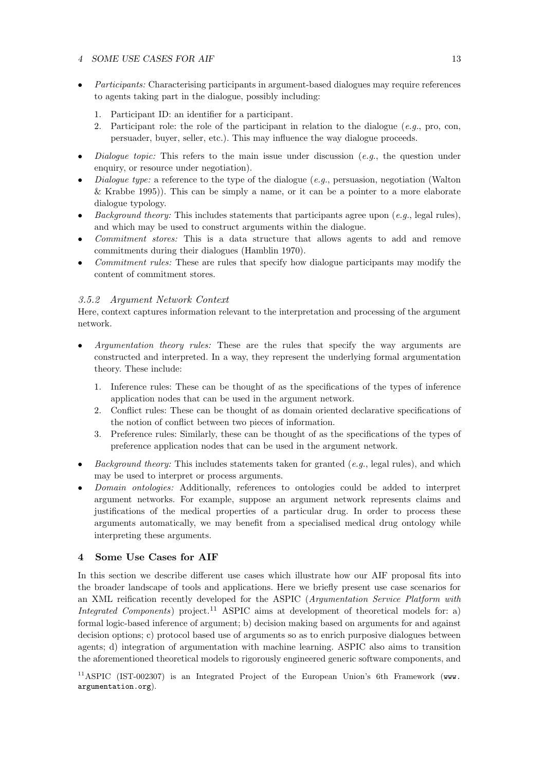- *Participants:* Characterising participants in argument-based dialogues may require references to agents taking part in the dialogue, possibly including:
  1. Participant ID: an identifier for a participant.
  2. Participant role: the role of the participant in relation to the dialogue (*e.g.*, pro, con, persuader, buyer, seller, etc.). This may influence the way dialogue proceeds.
- *Dialogue topic:* This refers to the main issue under discussion (*e.g.*, the question under enquiry, or resource under negotiation).
- *Dialogue type:* a reference to the type of the dialogue (*e.g.*, persuasion, negotiation (Walton & Krabbe 1995)). This can be simply a name, or it can be a pointer to a more elaborate dialogue typology.
- *Background theory:* This includes statements that participants agree upon (*e.g.*, legal rules), and which may be used to construct arguments within the dialogue.
- *Commitment stores:* This is a data structure that allows agents to add and remove commitments during their dialogues (Hamblin 1970).
- *Commitment rules:* These are rules that specify how dialogue participants may modify the content of commitment stores.

### 3.5.2 Argument Network Context

Here, context captures information relevant to the interpretation and processing of the argument network.

- *Argumentation theory rules:* These are the rules that specify the way arguments are constructed and interpreted. In a way, they represent the underlying formal argumentation theory. These include:
  1. Inference rules: These can be thought of as the specifications of the types of inference application nodes that can be used in the argument network.
  2. Conflict rules: These can be thought of as domain oriented declarative specifications of the notion of conflict between two pieces of information.
  3. Preference rules: Similarly, these can be thought of as the specifications of the types of preference application nodes that can be used in the argument network.
- *Background theory:* This includes statements taken for granted (*e.g.*, legal rules), and which may be used to interpret or process arguments.
- *Domain ontologies:* Additionally, references to ontologies could be added to interpret argument networks. For example, suppose an argument network represents claims and justifications of the medical properties of a particular drug. In order to process these arguments automatically, we may benefit from a specialised medical drug ontology while interpreting these arguments.

## 4 Some Use Cases for AIF

In this section we describe different use cases which illustrate how our AIF proposal fits into the broader landscape of tools and applications. Here we briefly present use case scenarios for an XML reification recently developed for the ASPIC (*Argumentation Service Platform with Integrated Components*) project.[11] ASPIC aims at development of theoretical models for: a) formal logic-based inference of argument; b) decision making based on arguments for and against decision options; c) protocol based use of arguments so as to enrich purposive dialogues between agents; d) integration of argumentation with machine learning. ASPIC also aims to transition the aforementioned theoretical models to rigorously engineered generic software components, and

[11] ASPIC (IST-002307) is an Integrated Project of the European Union's 6th Framework (www.argumentation.org).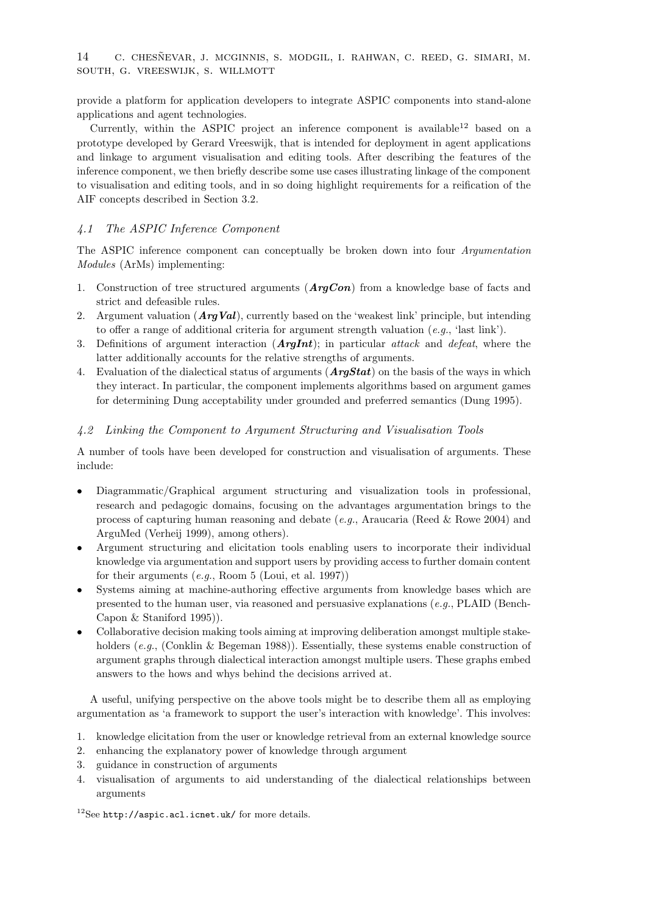provide a platform for application developers to integrate ASPIC components into stand-alone applications and agent technologies.

Currently, within the ASPIC project an inference component is available[12] based on a prototype developed by Gerard Vreeswijk, that is intended for deployment in agent applications and linkage to argument visualisation and editing tools. After describing the features of the inference component, we then briefly describe some use cases illustrating linkage of the component to visualisation and editing tools, and in so doing highlight requirements for a reification of the AIF concepts described in Section 3.2.

### *4.1 The ASPIC Inference Component*

The ASPIC inference component can conceptually be broken down into four *Argumentation Modules* (ArMs) implementing:

1. Construction of tree structured arguments (***ArgCon***) from a knowledge base of facts and strict and defeasible rules.
2. Argument valuation (***ArgVal***), currently based on the 'weakest link' principle, but intending to offer a range of additional criteria for argument strength valuation (*e.g.*, 'last link').
3. Definitions of argument interaction (***ArgInt***); in particular *attack* and *defeat*, where the latter additionally accounts for the relative strengths of arguments.
4. Evaluation of the dialectical status of arguments (***ArgStat***) on the basis of the ways in which they interact. In particular, the component implements algorithms based on argument games for determining Dung acceptability under grounded and preferred semantics (Dung 1995).

### *4.2 Linking the Component to Argument Structuring and Visualisation Tools*

A number of tools have been developed for construction and visualisation of arguments. These include:

- Diagrammatic/Graphical argument structuring and visualization tools in professional, research and pedagogic domains, focusing on the advantages argumentation brings to the process of capturing human reasoning and debate (*e.g.*, Araucaria (Reed & Rowe 2004) and ArguMed (Verheij 1999), among others).
- Argument structuring and elicitation tools enabling users to incorporate their individual knowledge via argumentation and support users by providing access to further domain content for their arguments (*e.g.*, Room 5 (Loui, et al. 1997))
- Systems aiming at machine-authoring effective arguments from knowledge bases which are presented to the human user, via reasoned and persuasive explanations (*e.g.*, PLAID (Bench-Capon & Staniford 1995)).
- Collaborative decision making tools aiming at improving deliberation amongst multiple stakeholders (*e.g.*, (Conklin & Begeman 1988)). Essentially, these systems enable construction of argument graphs through dialectical interaction amongst multiple users. These graphs embed answers to the hows and whys behind the decisions arrived at.

A useful, unifying perspective on the above tools might be to describe them all as employing argumentation as 'a framework to support the user's interaction with knowledge'. This involves:

1. knowledge elicitation from the user or knowledge retrieval from an external knowledge source
2. enhancing the explanatory power of knowledge through argument
3. guidance in construction of arguments
4. visualisation of arguments to aid understanding of the dialectical relationships between arguments

[12]See `http://aspic.acl.icnet.uk/` for more details.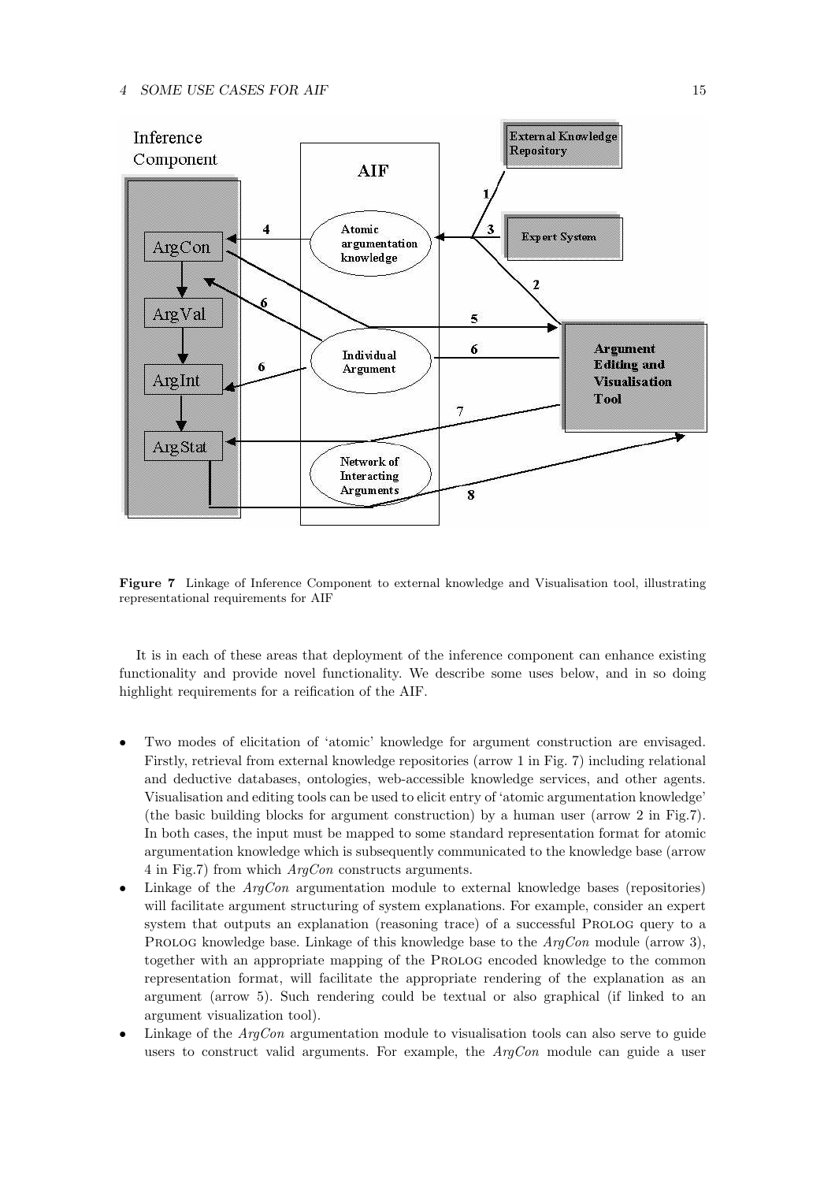**Figure 7** Linkage of Inference Component to external knowledge and Visualisation tool, illustrating representational requirements for AIF

It is in each of these areas that deployment of the inference component can enhance existing functionality and provide novel functionality. We describe some uses below, and in so doing highlight requirements for a reification of the AIF.

- Two modes of elicitation of 'atomic' knowledge for argument construction are envisaged. Firstly, retrieval from external knowledge repositories (arrow 1 in Fig. 7) including relational and deductive databases, ontologies, web-accessible knowledge services, and other agents. Visualisation and editing tools can be used to elicit entry of 'atomic argumentation knowledge' (the basic building blocks for argument construction) by a human user (arrow 2 in Fig.7). In both cases, the input must be mapped to some standard representation format for atomic argumentation knowledge which is subsequently communicated to the knowledge base (arrow 4 in Fig.7) from which *ArgCon* constructs arguments.
- Linkage of the *ArgCon* argumentation module to external knowledge bases (repositories) will facilitate argument structuring of system explanations. For example, consider an expert system that outputs an explanation (reasoning trace) of a successful Prolog query to a Prolog knowledge base. Linkage of this knowledge base to the *ArgCon* module (arrow 3), together with an appropriate mapping of the Prolog encoded knowledge to the common representation format, will facilitate the appropriate rendering of the explanation as an argument (arrow 5). Such rendering could be textual or also graphical (if linked to an argument visualization tool).
- Linkage of the *ArgCon* argumentation module to visualisation tools can also serve to guide users to construct valid arguments. For example, the *ArgCon* module can guide a user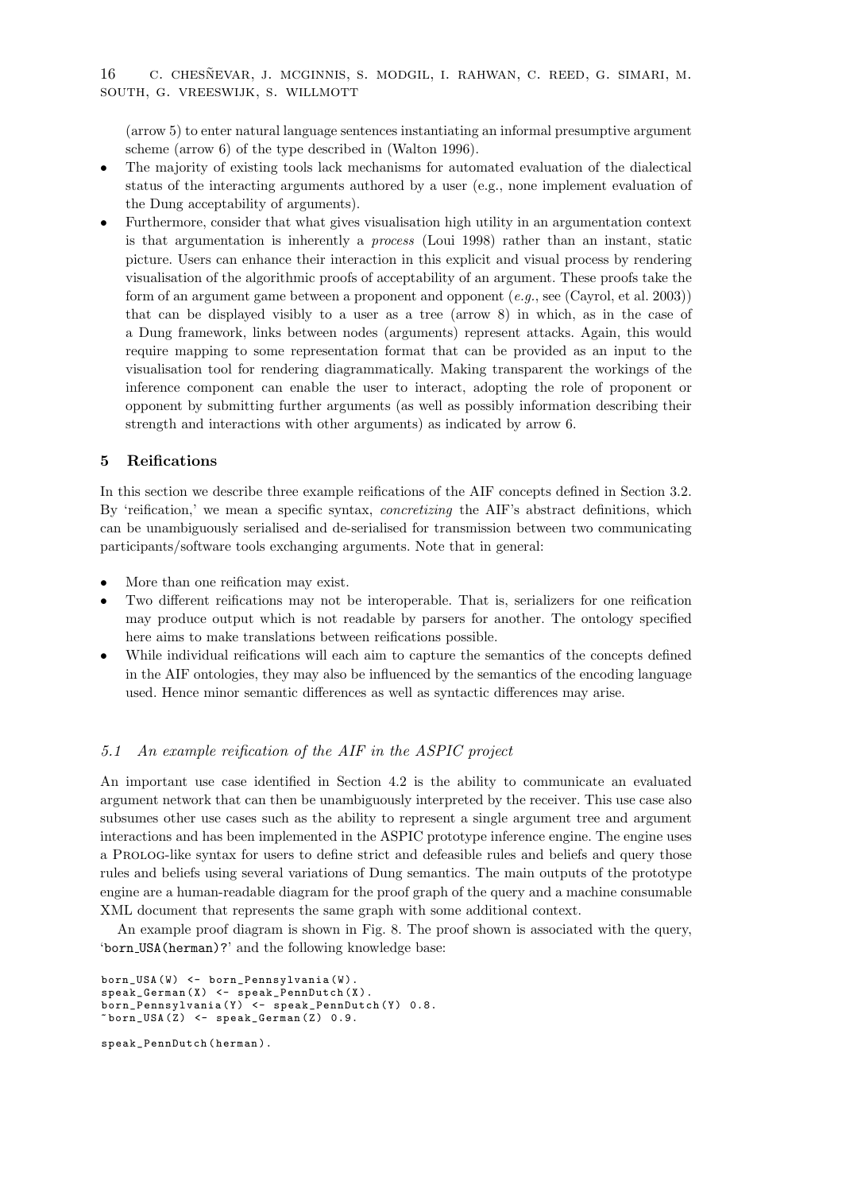(arrow 5) to enter natural language sentences instantiating an informal presumptive argument scheme (arrow 6) of the type described in (Walton 1996).

- The majority of existing tools lack mechanisms for automated evaluation of the dialectical status of the interacting arguments authored by a user (e.g., none implement evaluation of the Dung acceptability of arguments).
- Furthermore, consider that what gives visualisation high utility in an argumentation context is that argumentation is inherently a *process* (Loui 1998) rather than an instant, static picture. Users can enhance their interaction in this explicit and visual process by rendering visualisation of the algorithmic proofs of acceptability of an argument. These proofs take the form of an argument game between a proponent and opponent (*e.g.*, see (Cayrol, et al. 2003)) that can be displayed visibly to a user as a tree (arrow 8) in which, as in the case of a Dung framework, links between nodes (arguments) represent attacks. Again, this would require mapping to some representation format that can be provided as an input to the visualisation tool for rendering diagrammatically. Making transparent the workings of the inference component can enable the user to interact, adopting the role of proponent or opponent by submitting further arguments (as well as possibly information describing their strength and interactions with other arguments) as indicated by arrow 6.

## 5 Reifications

In this section we describe three example reifications of the AIF concepts defined in Section 3.2. By 'reification,' we mean a specific syntax, *concretizing* the AIF's abstract definitions, which can be unambiguously serialised and de-serialised for transmission between two communicating participants/software tools exchanging arguments. Note that in general:

- More than one reification may exist.
- Two different reifications may not be interoperable. That is, serializers for one reification may produce output which is not readable by parsers for another. The ontology specified here aims to make translations between reifications possible.
- While individual reifications will each aim to capture the semantics of the concepts defined in the AIF ontologies, they may also be influenced by the semantics of the encoding language used. Hence minor semantic differences as well as syntactic differences may arise.

### *5.1 An example reification of the AIF in the ASPIC project*

An important use case identified in Section 4.2 is the ability to communicate an evaluated argument network that can then be unambiguously interpreted by the receiver. This use case also subsumes other use cases such as the ability to represent a single argument tree and argument interactions and has been implemented in the ASPIC prototype inference engine. The engine uses a Prolog-like syntax for users to define strict and defeasible rules and beliefs and query those rules and beliefs using several variations of Dung semantics. The main outputs of the prototype engine are a human-readable diagram for the proof graph of the query and a machine consumable XML document that represents the same graph with some additional context.

An example proof diagram is shown in Fig. 8. The proof shown is associated with the query, 'born_USA(herman)?' and the following knowledge base:

```
born_USA(W) <- born_Pennsylvania(W).
speak_German(X) <- speak_PennDutch(X).
born_Pennsylvania(Y) <- speak_PennDutch(Y) 0.8.
~born_USA(Z) <- speak_German(Z) 0.9.

speak_PennDutch(herman).
```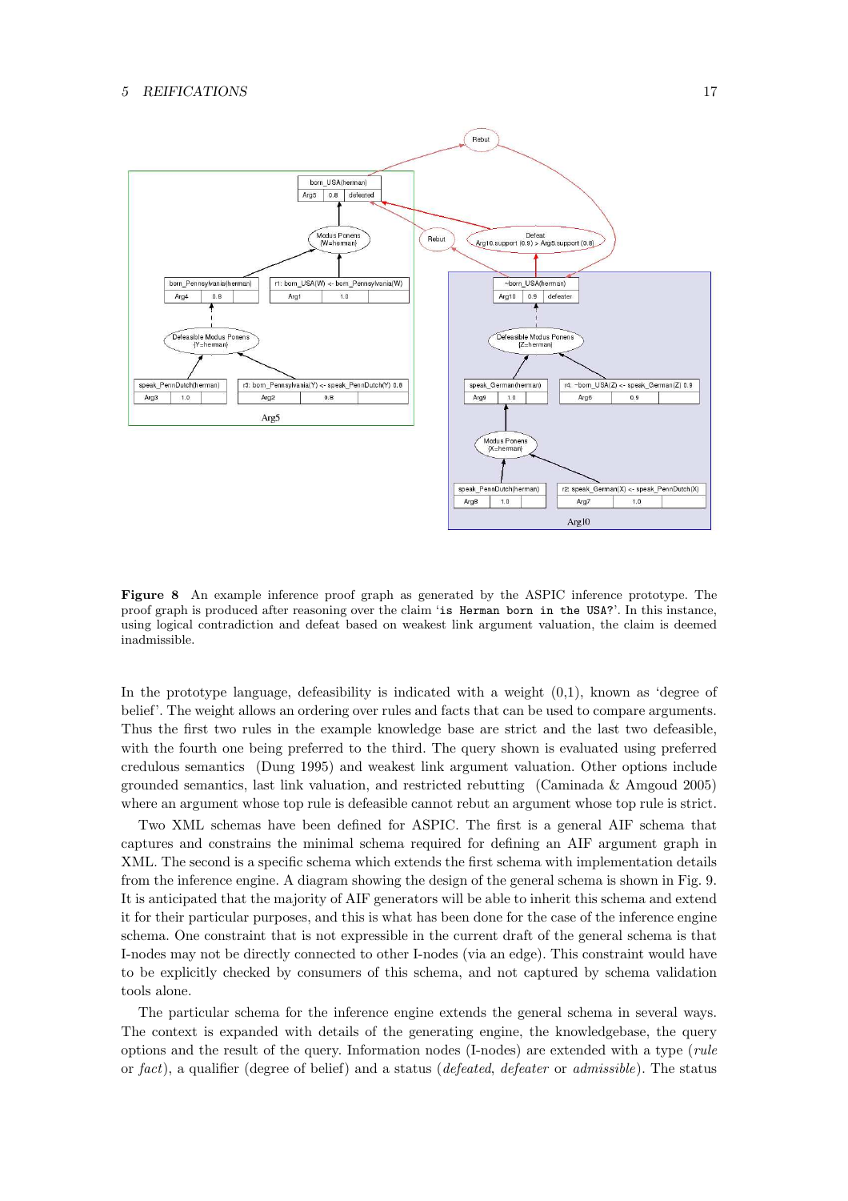**Figure 8** An example inference proof graph as generated by the ASPIC inference prototype. The proof graph is produced after reasoning over the claim '`is Herman born in the USA?`'. In this instance, using logical contradiction and defeat based on weakest link argument valuation, the claim is deemed inadmissible.

In the prototype language, defeasibility is indicated with a weight (0,1), known as 'degree of belief'. The weight allows an ordering over rules and facts that can be used to compare arguments. Thus the first two rules in the example knowledge base are strict and the last two defeasible, with the fourth one being preferred to the third. The query shown is evaluated using preferred credulous semantics (Dung 1995) and weakest link argument valuation. Other options include grounded semantics, last link valuation, and restricted rebutting (Caminada & Amgoud 2005) where an argument whose top rule is defeasible cannot rebut an argument whose top rule is strict.

Two XML schemas have been defined for ASPIC. The first is a general AIF schema that captures and constrains the minimal schema required for defining an AIF argument graph in XML. The second is a specific schema which extends the first schema with implementation details from the inference engine. A diagram showing the design of the general schema is shown in Fig. 9. It is anticipated that the majority of AIF generators will be able to inherit this schema and extend it for their particular purposes, and this is what has been done for the case of the inference engine schema. One constraint that is not expressible in the current draft of the general schema is that I-nodes may not be directly connected to other I-nodes (via an edge). This constraint would have to be explicitly checked by consumers of this schema, and not captured by schema validation tools alone.

The particular schema for the inference engine extends the general schema in several ways. The context is expanded with details of the generating engine, the knowledgebase, the query options and the result of the query. Information nodes (I-nodes) are extended with a type (*rule* or *fact*), a qualifier (degree of belief) and a status (*defeated*, *defeater* or *admissible*). The status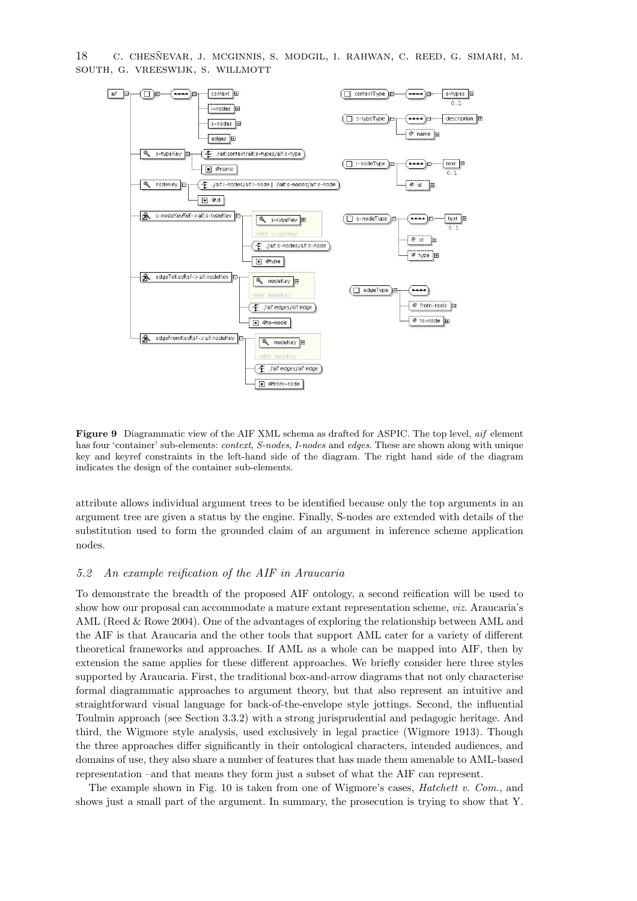**Figure 9** Diagrammatic view of the AIF XML schema as drafted for ASPIC. The top level, *aif* element has four 'container' sub-elements: *context*, *S-nodes*, *I-nodes* and *edges*. These are shown along with unique key and keyref constraints in the left-hand side of the diagram. The right hand side of the diagram indicates the design of the container sub-elements.

attribute allows individual argument trees to be identified because only the top arguments in an argument tree are given a status by the engine. Finally, S-nodes are extended with details of the substitution used to form the grounded claim of an argument in inference scheme application nodes.

### 5.2 An example reification of the AIF in Araucaria

To demonstrate the breadth of the proposed AIF ontology, a second reification will be used to show how our proposal can accommodate a mature extant representation scheme, *viz.* Araucaria's AML (Reed & Rowe 2004). One of the advantages of exploring the relationship between AML and the AIF is that Araucaria and the other tools that support AML cater for a variety of different theoretical frameworks and approaches. If AML as a whole can be mapped into AIF, then by extension the same applies for these different approaches. We briefly consider here three styles supported by Araucaria. First, the traditional box-and-arrow diagrams that not only characterise formal diagrammatic approaches to argument theory, but that also represent an intuitive and straightforward visual language for back-of-the-envelope style jottings. Second, the influential Toulmin approach (see Section 3.3.2) with a strong jurisprudential and pedagogic heritage. And third, the Wigmore style analysis, used exclusively in legal practice (Wigmore 1913). Though the three approaches differ significantly in their ontological characters, intended audiences, and domains of use, they also share a number of features that has made them amenable to AML-based representation –and that means they form just a subset of what the AIF can represent.

The example shown in Fig. 10 is taken from one of Wigmore's cases, *Hatchett v. Com.*, and shows just a small part of the argument. In summary, the prosecution is trying to show that Y.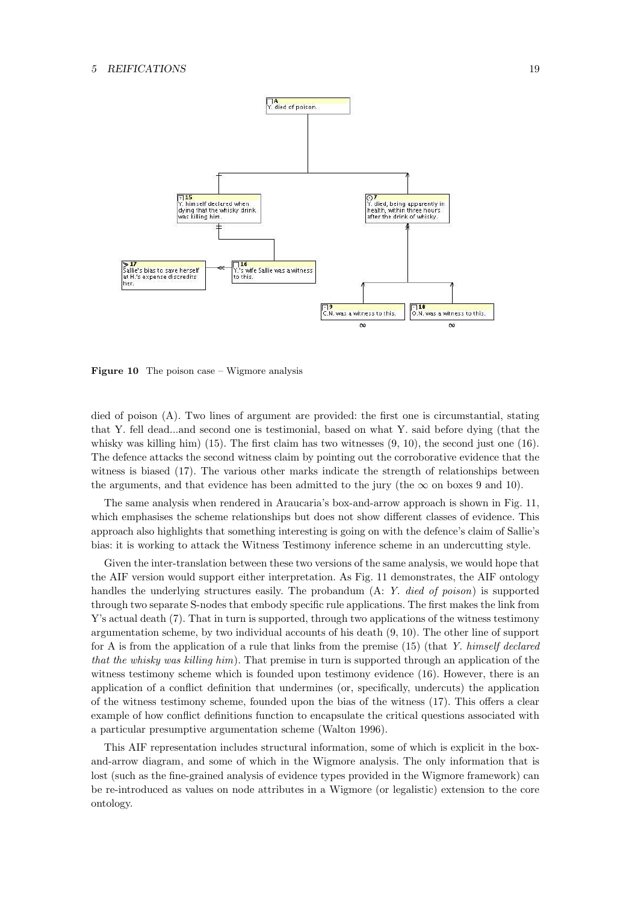**Figure 10** The poison case – Wigmore analysis

died of poison (A). Two lines of argument are provided: the first one is circumstantial, stating that Y. fell dead...and second one is testimonial, based on what Y. said before dying (that the whisky was killing him) (15). The first claim has two witnesses (9, 10), the second just one (16). The defence attacks the second witness claim by pointing out the corroborative evidence that the witness is biased (17). The various other marks indicate the strength of relationships between the arguments, and that evidence has been admitted to the jury (the $\infty$ on boxes 9 and 10).

The same analysis when rendered in Araucaria's box-and-arrow approach is shown in Fig. 11, which emphasises the scheme relationships but does not show different classes of evidence. This approach also highlights that something interesting is going on with the defence's claim of Sallie's bias: it is working to attack the Witness Testimony inference scheme in an undercutting style.

Given the inter-translation between these two versions of the same analysis, we would hope that the AIF version would support either interpretation. As Fig. 11 demonstrates, the AIF ontology handles the underlying structures easily. The probandum (A: *Y. died of poison*) is supported through two separate S-nodes that embody specific rule applications. The first makes the link from Y's actual death (7). That in turn is supported, through two applications of the witness testimony argumentation scheme, by two individual accounts of his death (9, 10). The other line of support for A is from the application of a rule that links from the premise (15) (that *Y. himself declared that the whisky was killing him*). That premise in turn is supported through an application of the witness testimony scheme which is founded upon testimony evidence (16). However, there is an application of a conflict definition that undermines (or, specifically, undercuts) the application of the witness testimony scheme, founded upon the bias of the witness (17). This offers a clear example of how conflict definitions function to encapsulate the critical questions associated with a particular presumptive argumentation scheme (Walton 1996).

This AIF representation includes structural information, some of which is explicit in the box-and-arrow diagram, and some of which in the Wigmore analysis. The only information that is lost (such as the fine-grained analysis of evidence types provided in the Wigmore framework) can be re-introduced as values on node attributes in a Wigmore (or legalistic) extension to the core ontology.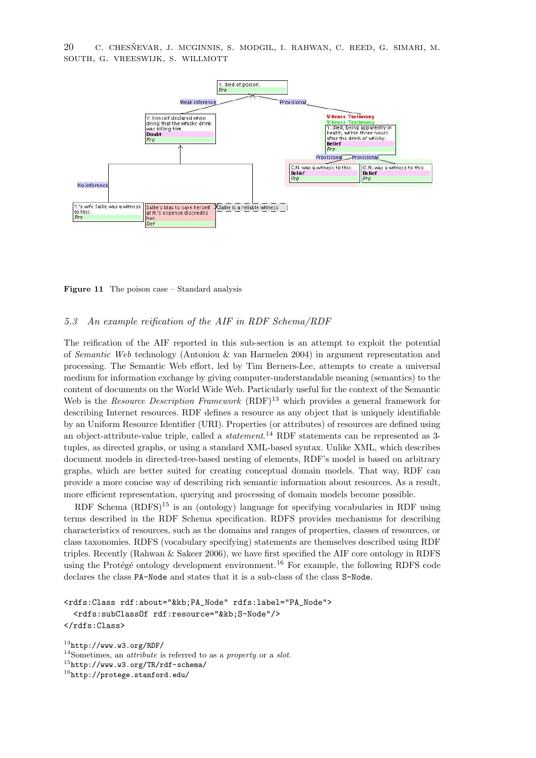**Figure 11** The poison case – Standard analysis

### 5.3 *An example reification of the AIF in RDF Schema/RDF*

The reification of the AIF reported in this sub-section is an attempt to exploit the potential of *Semantic Web* technology (Antoniou & van Harmelen 2004) in argument representation and processing. The Semantic Web effort, led by Tim Berners-Lee, attempts to create a universal medium for information exchange by giving computer-understandable meaning (semantics) to the content of documents on the World Wide Web. Particularly useful for the context of the Semantic Web is the *Resource Description Framework* (RDF)[13] which provides a general framework for describing Internet resources. RDF defines a resource as any object that is uniquely identifiable by an Uniform Resource Identifier (URI). Properties (or attributes) of resources are defined using an object-attribute-value triple, called a *statement*.[14] RDF statements can be represented as 3-tuples, as directed graphs, or using a standard XML-based syntax. Unlike XML, which describes document models in directed-tree-based nesting of elements, RDF's model is based on arbitrary graphs, which are better suited for creating conceptual domain models. That way, RDF can provide a more concise way of describing rich semantic information about resources. As a result, more efficient representation, querying and processing of domain models become possible.

RDF Schema (RDFS)[15] is an (ontology) language for specifying vocabularies in RDF using terms described in the RDF Schema specification. RDFS provides mechanisms for describing characteristics of resources, such as the domains and ranges of properties, classes of resources, or class taxonomies. RDFS (vocabulary specifying) statements are themselves described using RDF triples. Recently (Rahwan & Sakeer 2006), we have first specified the AIF core ontology in RDFS using the Protégé ontology development environment.[16] For example, the following RDFS code declares the class PA-Node and states that it is a sub-class of the class S-Node.

```
<rdfs:Class rdf:about="&kb;PA_Node" rdfs:label="PA_Node">
  <rdfs:subClassOf rdf:resource="&kb;S-Node"/>
</rdfs:Class>
```

[13] http://www.w3.org/RDF/

[14] Sometimes, an *attribute* is referred to as a *property* or a *slot*.

[15] http://www.w3.org/TR/rdf-schema/

[16] http://protege.stanford.edu/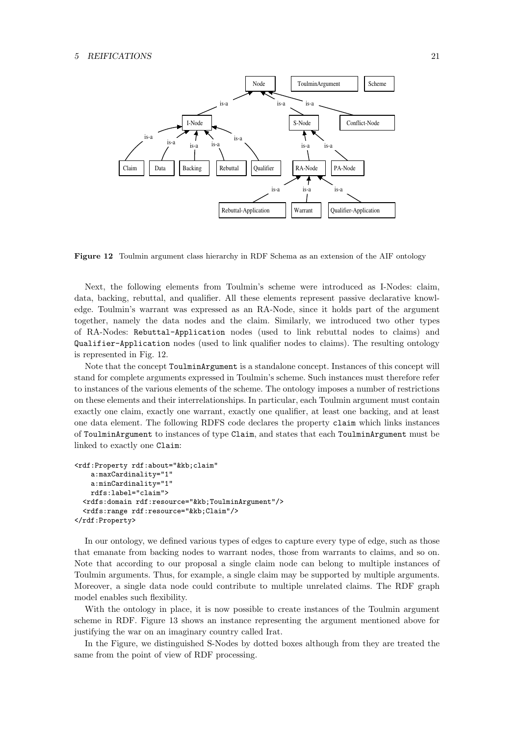Node
ToulminArgument
Scheme
is-a
is-a
is-a
I-Node
S-Node
Conflict-Node
is-a
is-a
is-a
is-a
is-a
is-a
is-a
Claim
Data
Backing
Rebuttal
Qualifier
RA-Node
PA-Node
is-a
is-a
is-a
Rebuttal-Application
Warrant
Qualifier-Application

**Figure 12** Toulmin argument class hierarchy in RDF Schema as an extension of the AIF ontology

Next, the following elements from Toulmin's scheme were introduced as I-Nodes: claim, data, backing, rebuttal, and qualifier. All these elements represent passive declarative knowledge. Toulmin's warrant was expressed as an RA-Node, since it holds part of the argument together, namely the data nodes and the claim. Similarly, we introduced two other types of RA-Nodes: `Rebuttal-Application` nodes (used to link rebuttal nodes to claims) and `Qualifier-Application` nodes (used to link qualifier nodes to claims). The resulting ontology is represented in Fig. 12.

Note that the concept `ToulminArgument` is a standalone concept. Instances of this concept will stand for complete arguments expressed in Toulmin's scheme. Such instances must therefore refer to instances of the various elements of the scheme. The ontology imposes a number of restrictions on these elements and their interrelationships. In particular, each Toulmin argument must contain exactly one claim, exactly one warrant, exactly one qualifier, at least one backing, and at least one data element. The following RDFS code declares the property `claim` which links instances of `ToulminArgument` to instances of type `Claim`, and states that each `ToulminArgument` must be linked to exactly one `Claim`:

```
<rdf:Property rdf:about="&kb;claim"
    a:maxCardinality="1"
    a:minCardinality="1"
    rdfs:label="claim">
  <rdfs:domain rdf:resource="&kb;ToulminArgument"/>
  <rdfs:range rdf:resource="&kb;Claim"/>
</rdf:Property>
```

In our ontology, we defined various types of edges to capture every type of edge, such as those that emanate from backing nodes to warrant nodes, those from warrants to claims, and so on. Note that according to our proposal a single claim node can belong to multiple instances of Toulmin arguments. Thus, for example, a single claim may be supported by multiple arguments. Moreover, a single data node could contribute to multiple unrelated claims. The RDF graph model enables such flexibility.

With the ontology in place, it is now possible to create instances of the Toulmin argument scheme in RDF. Figure 13 shows an instance representing the argument mentioned above for justifying the war on an imaginary country called Irat.

In the Figure, we distinguished S-Nodes by dotted boxes although from they are treated the same from the point of view of RDF processing.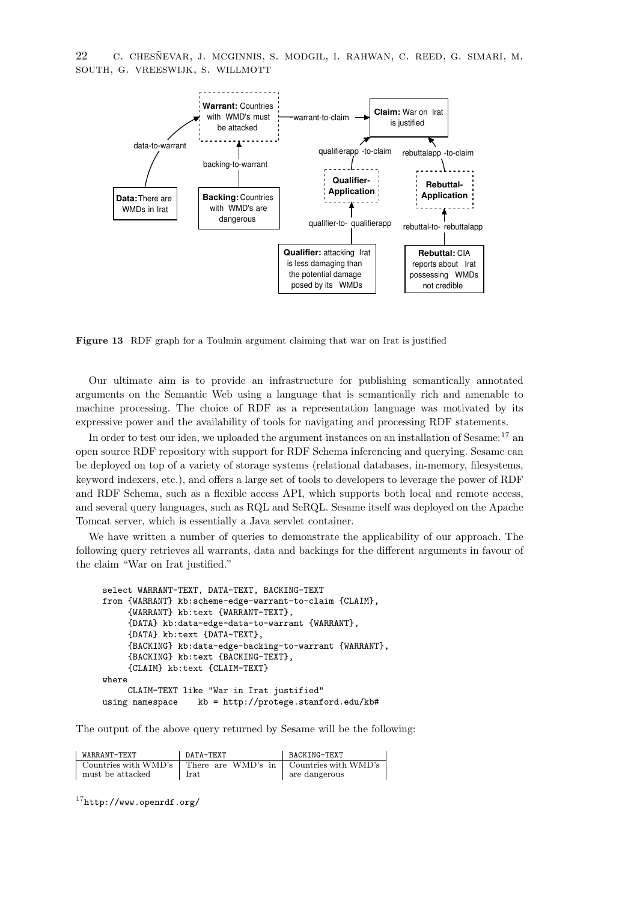Warrant: Countries with WMD's must be attacked

warrant-to-claim

Claim: War on Irat is justified

data-to-warrant

backing-to-warrant

qualifierapp -to-claim

rebuttalapp -to-claim

Data: There are WMDs in Irat

Backing: Countries with WMD's are dangerous

Qualifier-Application

Rebuttal-Application

qualifier-to- qualifierapp

rebuttal-to- rebuttalapp

Qualifier: attacking Irat is less damaging than the potential damage posed by its WMDs

Rebuttal: CIA reports about Irat possessing WMDs not credible

**Figure 13** RDF graph for a Toulmin argument claiming that war on Irat is justified

Our ultimate aim is to provide an infrastructure for publishing semantically annotated arguments on the Semantic Web using a language that is semantically rich and amenable to machine processing. The choice of RDF as a representation language was motivated by its expressive power and the availability of tools for navigating and processing RDF statements.

In order to test our idea, we uploaded the argument instances on an installation of Sesame:[17] an open source RDF repository with support for RDF Schema inferencing and querying. Sesame can be deployed on top of a variety of storage systems (relational databases, in-memory, filesystems, keyword indexers, etc.), and offers a large set of tools to developers to leverage the power of RDF and RDF Schema, such as a flexible access API, which supports both local and remote access, and several query languages, such as RQL and SeRQL. Sesame itself was deployed on the Apache Tomcat server, which is essentially a Java servlet container.

We have written a number of queries to demonstrate the applicability of our approach. The following query retrieves all warrants, data and backings for the different arguments in favour of the claim "War on Irat justified."

```
select WARRANT-TEXT, DATA-TEXT, BACKING-TEXT
from {WARRANT} kb:scheme-edge-warrant-to-claim {CLAIM},
     {WARRANT} kb:text {WARRANT-TEXT},
     {DATA} kb:data-edge-data-to-warrant {WARRANT},
     {DATA} kb:text {DATA-TEXT},
     {BACKING} kb:data-edge-backing-to-warrant {WARRANT},
     {BACKING} kb:text {BACKING-TEXT},
     {CLAIM} kb:text {CLAIM-TEXT}
where
     CLAIM-TEXT like "War in Irat justified"
using namespace    kb = http://protege.stanford.edu/kb#
```

The output of the above query returned by Sesame will be the following:

| WARRANT-TEXT | DATA-TEXT | BACKING-TEXT |
|---|---|---|
| Countries with WMD's must be attacked | There are WMD's in Irat | Countries with WMD's are dangerous |

[17] http://www.openrdf.org/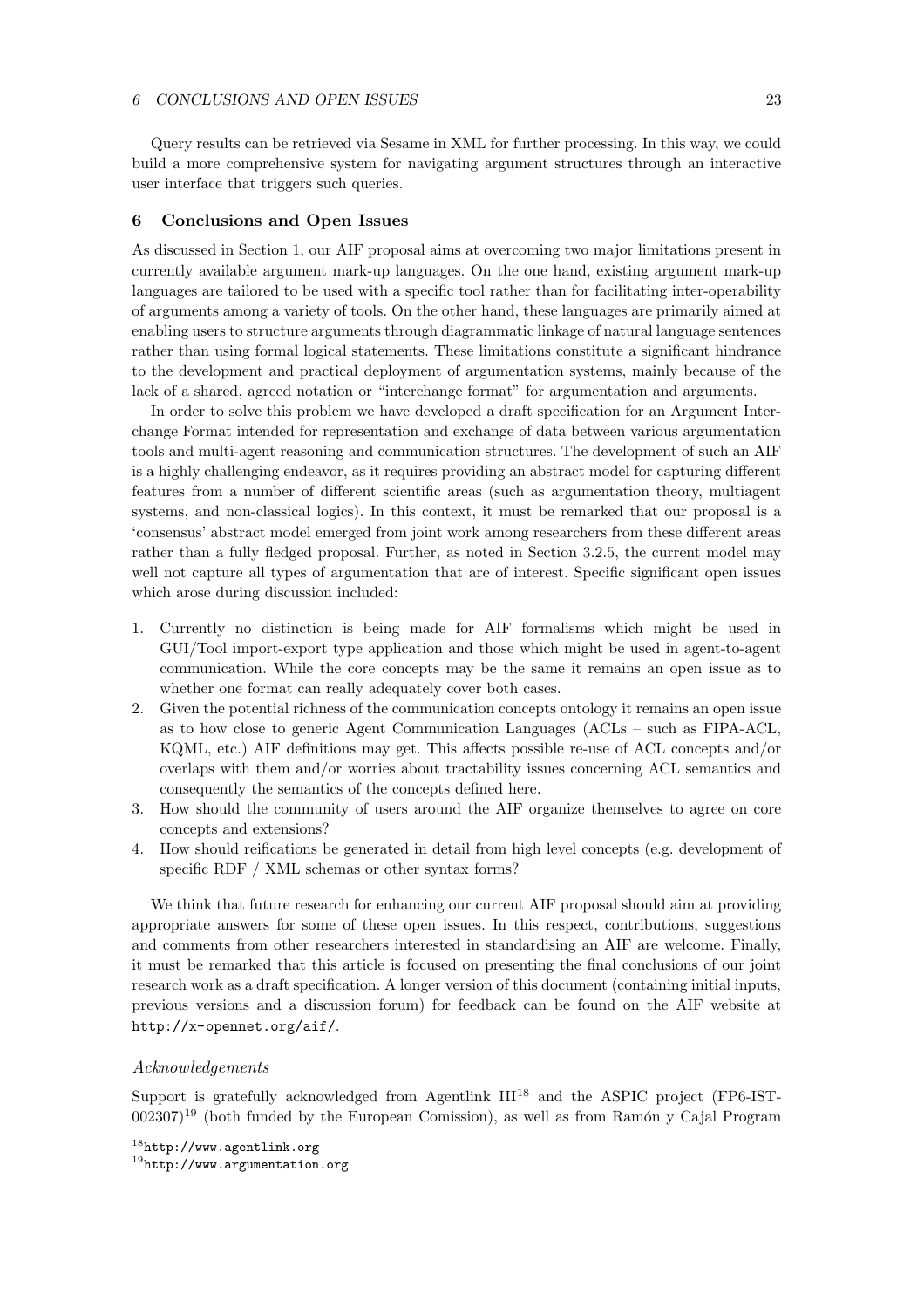Query results can be retrieved via Sesame in XML for further processing. In this way, we could build a more comprehensive system for navigating argument structures through an interactive user interface that triggers such queries.

## 6 Conclusions and Open Issues

As discussed in Section 1, our AIF proposal aims at overcoming two major limitations present in currently available argument mark-up languages. On the one hand, existing argument mark-up languages are tailored to be used with a specific tool rather than for facilitating inter-operability of arguments among a variety of tools. On the other hand, these languages are primarily aimed at enabling users to structure arguments through diagrammatic linkage of natural language sentences rather than using formal logical statements. These limitations constitute a significant hindrance to the development and practical deployment of argumentation systems, mainly because of the lack of a shared, agreed notation or "interchange format" for argumentation and arguments.

In order to solve this problem we have developed a draft specification for an Argument Interchange Format intended for representation and exchange of data between various argumentation tools and multi-agent reasoning and communication structures. The development of such an AIF is a highly challenging endeavor, as it requires providing an abstract model for capturing different features from a number of different scientific areas (such as argumentation theory, multiagent systems, and non-classical logics). In this context, it must be remarked that our proposal is a 'consensus' abstract model emerged from joint work among researchers from these different areas rather than a fully fledged proposal. Further, as noted in Section 3.2.5, the current model may well not capture all types of argumentation that are of interest. Specific significant open issues which arose during discussion included:

1. Currently no distinction is being made for AIF formalisms which might be used in GUI/Tool import-export type application and those which might be used in agent-to-agent communication. While the core concepts may be the same it remains an open issue as to whether one format can really adequately cover both cases.
2. Given the potential richness of the communication concepts ontology it remains an open issue as to how close to generic Agent Communication Languages (ACLs – such as FIPA-ACL, KQML, etc.) AIF definitions may get. This affects possible re-use of ACL concepts and/or overlaps with them and/or worries about tractability issues concerning ACL semantics and consequently the semantics of the concepts defined here.
3. How should the community of users around the AIF organize themselves to agree on core concepts and extensions?
4. How should reifications be generated in detail from high level concepts (e.g. development of specific RDF / XML schemas or other syntax forms?

We think that future research for enhancing our current AIF proposal should aim at providing appropriate answers for some of these open issues. In this respect, contributions, suggestions and comments from other researchers interested in standardising an AIF are welcome. Finally, it must be remarked that this article is focused on presenting the final conclusions of our joint research work as a draft specification. A longer version of this document (containing initial inputs, previous versions and a discussion forum) for feedback can be found on the AIF website at `http://x-opennet.org/aif/`.

### *Acknowledgements*

Support is gratefully acknowledged from Agentlink III[18] and the ASPIC project (FP6-IST-002307)[19] (both funded by the European Comission), as well as from Ramón y Cajal Program

[18] `http://www.agentlink.org`

[19] `http://www.argumentation.org`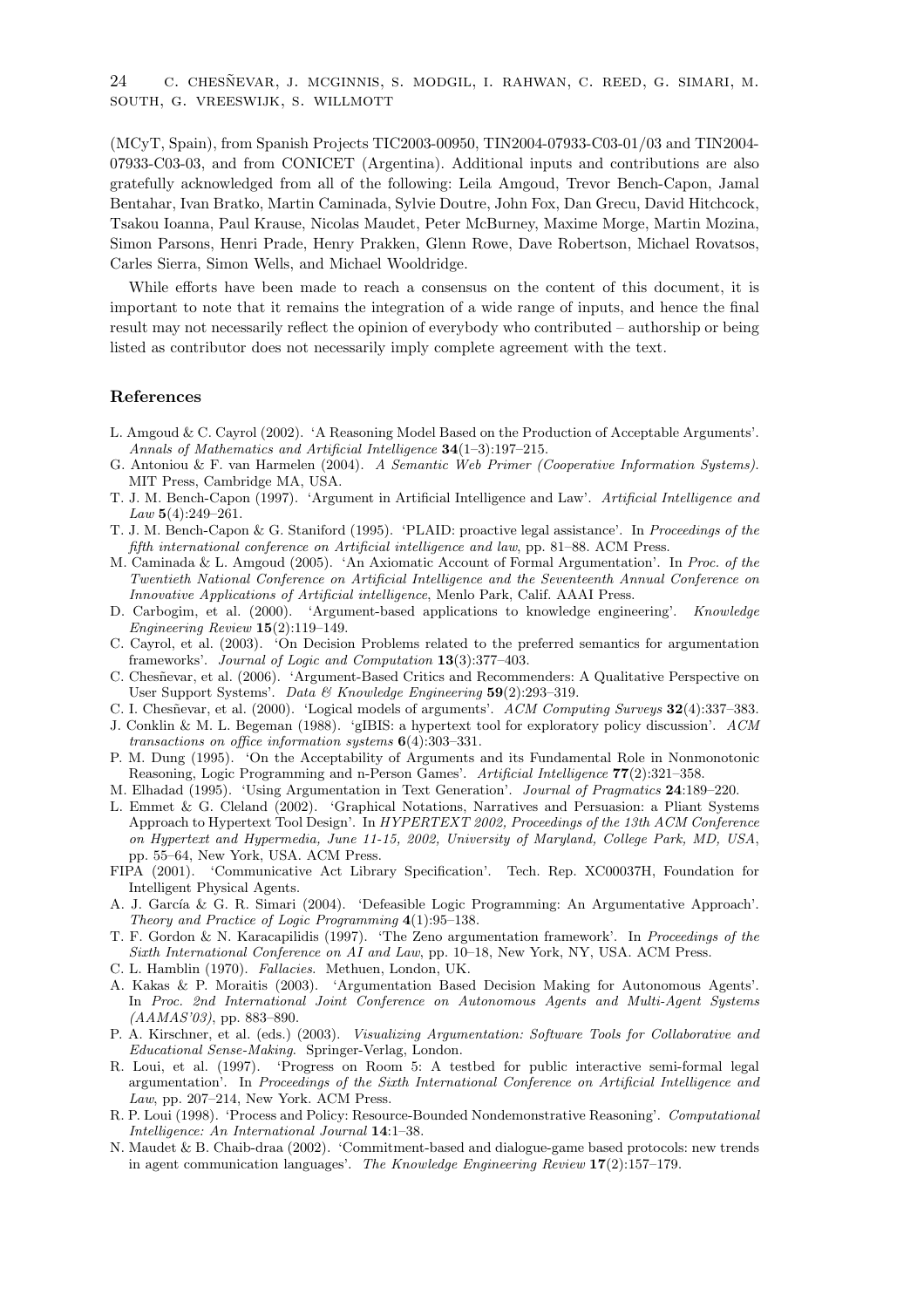(MCyT, Spain), from Spanish Projects TIC2003-00950, TIN2004-07933-C03-01/03 and TIN2004-07933-C03-03, and from CONICET (Argentina). Additional inputs and contributions are also gratefully acknowledged from all of the following: Leila Amgoud, Trevor Bench-Capon, Jamal Bentahar, Ivan Bratko, Martin Caminada, Sylvie Doutre, John Fox, Dan Grecu, David Hitchcock, Tsakou Ioanna, Paul Krause, Nicolas Maudet, Peter McBurney, Maxime Morge, Martin Mozina, Simon Parsons, Henri Prade, Henry Prakken, Glenn Rowe, Dave Robertson, Michael Rovatsos, Carles Sierra, Simon Wells, and Michael Wooldridge.

While efforts have been made to reach a consensus on the content of this document, it is important to note that it remains the integration of a wide range of inputs, and hence the final result may not necessarily reflect the opinion of everybody who contributed – authorship or being listed as contributor does not necessarily imply complete agreement with the text.

## References

L. Amgoud & C. Cayrol (2002). 'A Reasoning Model Based on the Production of Acceptable Arguments'. *Annals of Mathematics and Artificial Intelligence* **34**(1–3):197–215.

G. Antoniou & F. van Harmelen (2004). *A Semantic Web Primer (Cooperative Information Systems)*. MIT Press, Cambridge MA, USA.

T. J. M. Bench-Capon (1997). 'Argument in Artificial Intelligence and Law'. *Artificial Intelligence and Law* **5**(4):249–261.

T. J. M. Bench-Capon & G. Staniford (1995). 'PLAID: proactive legal assistance'. In *Proceedings of the fifth international conference on Artificial intelligence and law*, pp. 81–88. ACM Press.

M. Caminada & L. Amgoud (2005). 'An Axiomatic Account of Formal Argumentation'. In *Proc. of the Twentieth National Conference on Artificial Intelligence and the Seventeenth Annual Conference on Innovative Applications of Artificial intelligence*, Menlo Park, Calif. AAAI Press.

D. Carbogim, et al. (2000). 'Argument-based applications to knowledge engineering'. *Knowledge Engineering Review* **15**(2):119–149.

C. Cayrol, et al. (2003). 'On Decision Problems related to the preferred semantics for argumentation frameworks'. *Journal of Logic and Computation* **13**(3):377–403.

C. Chesñevar, et al. (2006). 'Argument-Based Critics and Recommenders: A Qualitative Perspective on User Support Systems'. *Data & Knowledge Engineering* **59**(2):293–319.

C. I. Chesñevar, et al. (2000). 'Logical models of arguments'. *ACM Computing Surveys* **32**(4):337–383.

J. Conklin & M. L. Begeman (1988). 'gIBIS: a hypertext tool for exploratory policy discussion'. *ACM transactions on office information systems* **6**(4):303–331.

P. M. Dung (1995). 'On the Acceptability of Arguments and its Fundamental Role in Nonmonotonic Reasoning, Logic Programming and n-Person Games'. *Artificial Intelligence* **77**(2):321–358.

M. Elhadad (1995). 'Using Argumentation in Text Generation'. *Journal of Pragmatics* **24**:189–220.

L. Emmet & G. Cleland (2002). 'Graphical Notations, Narratives and Persuasion: a Pliant Systems Approach to Hypertext Tool Design'. In *HYPERTEXT 2002, Proceedings of the 13th ACM Conference on Hypertext and Hypermedia, June 11-15, 2002, University of Maryland, College Park, MD, USA*, pp. 55–64, New York, USA. ACM Press.

FIPA (2001). 'Communicative Act Library Specification'. Tech. Rep. XC00037H, Foundation for Intelligent Physical Agents.

A. J. García & G. R. Simari (2004). 'Defeasible Logic Programming: An Argumentative Approach'. *Theory and Practice of Logic Programming* **4**(1):95–138.

T. F. Gordon & N. Karacapilidis (1997). 'The Zeno argumentation framework'. In *Proceedings of the Sixth International Conference on AI and Law*, pp. 10–18, New York, NY, USA. ACM Press.

C. L. Hamblin (1970). *Fallacies*. Methuen, London, UK.

A. Kakas & P. Moraitis (2003). 'Argumentation Based Decision Making for Autonomous Agents'. In *Proc. 2nd International Joint Conference on Autonomous Agents and Multi-Agent Systems (AAMAS'03)*, pp. 883–890.

P. A. Kirschner, et al. (eds.) (2003). *Visualizing Argumentation: Software Tools for Collaborative and Educational Sense-Making*. Springer-Verlag, London.

R. Loui, et al. (1997). 'Progress on Room 5: A testbed for public interactive semi-formal legal argumentation'. In *Proceedings of the Sixth International Conference on Artificial Intelligence and Law*, pp. 207–214, New York. ACM Press.

R. P. Loui (1998). 'Process and Policy: Resource-Bounded Nondemonstrative Reasoning'. *Computational Intelligence: An International Journal* **14**:1–38.

N. Maudet & B. Chaib-draa (2002). 'Commitment-based and dialogue-game based protocols: new trends in agent communication languages'. *The Knowledge Engineering Review* **17**(2):157–179.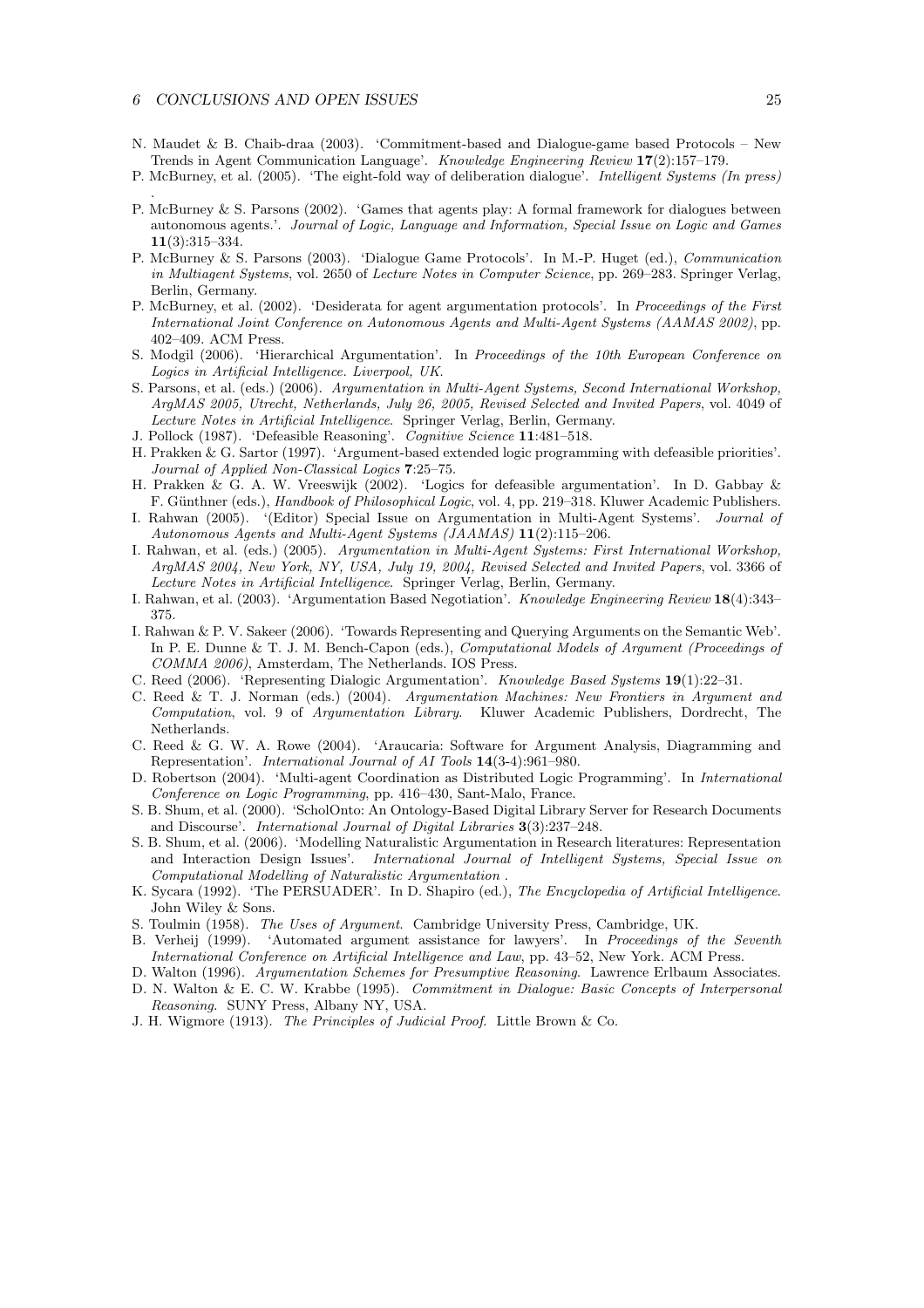N. Maudet & B. Chaib-draa (2003). 'Commitment-based and Dialogue-game based Protocols – New Trends in Agent Communication Language'. *Knowledge Engineering Review* **17**(2):157–179.

P. McBurney, et al. (2005). 'The eight-fold way of deliberation dialogue'. *Intelligent Systems (In press)* .

P. McBurney & S. Parsons (2002). 'Games that agents play: A formal framework for dialogues between autonomous agents.'. *Journal of Logic, Language and Information, Special Issue on Logic and Games* **11**(3):315–334.

P. McBurney & S. Parsons (2003). 'Dialogue Game Protocols'. In M.-P. Huget (ed.), *Communication in Multiagent Systems*, vol. 2650 of *Lecture Notes in Computer Science*, pp. 269–283. Springer Verlag, Berlin, Germany.

P. McBurney, et al. (2002). 'Desiderata for agent argumentation protocols'. In *Proceedings of the First International Joint Conference on Autonomous Agents and Multi-Agent Systems (AAMAS 2002)*, pp. 402–409. ACM Press.

S. Modgil (2006). 'Hierarchical Argumentation'. In *Proceedings of the 10th European Conference on Logics in Artificial Intelligence. Liverpool, UK.*

S. Parsons, et al. (eds.) (2006). *Argumentation in Multi-Agent Systems, Second International Workshop, ArgMAS 2005, Utrecht, Netherlands, July 26, 2005, Revised Selected and Invited Papers*, vol. 4049 of *Lecture Notes in Artificial Intelligence*. Springer Verlag, Berlin, Germany.

J. Pollock (1987). 'Defeasible Reasoning'. *Cognitive Science* **11**:481–518.

H. Prakken & G. Sartor (1997). 'Argument-based extended logic programming with defeasible priorities'. *Journal of Applied Non-Classical Logics* **7**:25–75.

H. Prakken & G. A. W. Vreeswijk (2002). 'Logics for defeasible argumentation'. In D. Gabbay & F. Günthner (eds.), *Handbook of Philosophical Logic*, vol. 4, pp. 219–318. Kluwer Academic Publishers.

I. Rahwan (2005). '(Editor) Special Issue on Argumentation in Multi-Agent Systems'. *Journal of Autonomous Agents and Multi-Agent Systems (JAAMAS)* **11**(2):115–206.

I. Rahwan, et al. (eds.) (2005). *Argumentation in Multi-Agent Systems: First International Workshop, ArgMAS 2004, New York, NY, USA, July 19, 2004, Revised Selected and Invited Papers*, vol. 3366 of *Lecture Notes in Artificial Intelligence*. Springer Verlag, Berlin, Germany.

I. Rahwan, et al. (2003). 'Argumentation Based Negotiation'. *Knowledge Engineering Review* **18**(4):343–375.

I. Rahwan & P. V. Sakeer (2006). 'Towards Representing and Querying Arguments on the Semantic Web'. In P. E. Dunne & T. J. M. Bench-Capon (eds.), *Computational Models of Argument (Proceedings of COMMA 2006)*, Amsterdam, The Netherlands. IOS Press.

C. Reed (2006). 'Representing Dialogic Argumentation'. *Knowledge Based Systems* **19**(1):22–31.

C. Reed & T. J. Norman (eds.) (2004). *Argumentation Machines: New Frontiers in Argument and Computation*, vol. 9 of *Argumentation Library*. Kluwer Academic Publishers, Dordrecht, The Netherlands.

C. Reed & G. W. A. Rowe (2004). 'Araucaria: Software for Argument Analysis, Diagramming and Representation'. *International Journal of AI Tools* **14**(3-4):961–980.

D. Robertson (2004). 'Multi-agent Coordination as Distributed Logic Programming'. In *International Conference on Logic Programming*, pp. 416–430, Sant-Malo, France.

S. B. Shum, et al. (2000). 'ScholOnto: An Ontology-Based Digital Library Server for Research Documents and Discourse'. *International Journal of Digital Libraries* **3**(3):237–248.

S. B. Shum, et al. (2006). 'Modelling Naturalistic Argumentation in Research literatures: Representation and Interaction Design Issues'. *International Journal of Intelligent Systems, Special Issue on Computational Modelling of Naturalistic Argumentation* .

K. Sycara (1992). 'The PERSUADER'. In D. Shapiro (ed.), *The Encyclopedia of Artificial Intelligence*. John Wiley & Sons.

S. Toulmin (1958). *The Uses of Argument*. Cambridge University Press, Cambridge, UK.

B. Verheij (1999). 'Automated argument assistance for lawyers'. In *Proceedings of the Seventh International Conference on Artificial Intelligence and Law*, pp. 43–52, New York. ACM Press.

D. Walton (1996). *Argumentation Schemes for Presumptive Reasoning*. Lawrence Erlbaum Associates.

D. N. Walton & E. C. W. Krabbe (1995). *Commitment in Dialogue: Basic Concepts of Interpersonal Reasoning*. SUNY Press, Albany NY, USA.

J. H. Wigmore (1913). *The Principles of Judicial Proof*. Little Brown & Co.